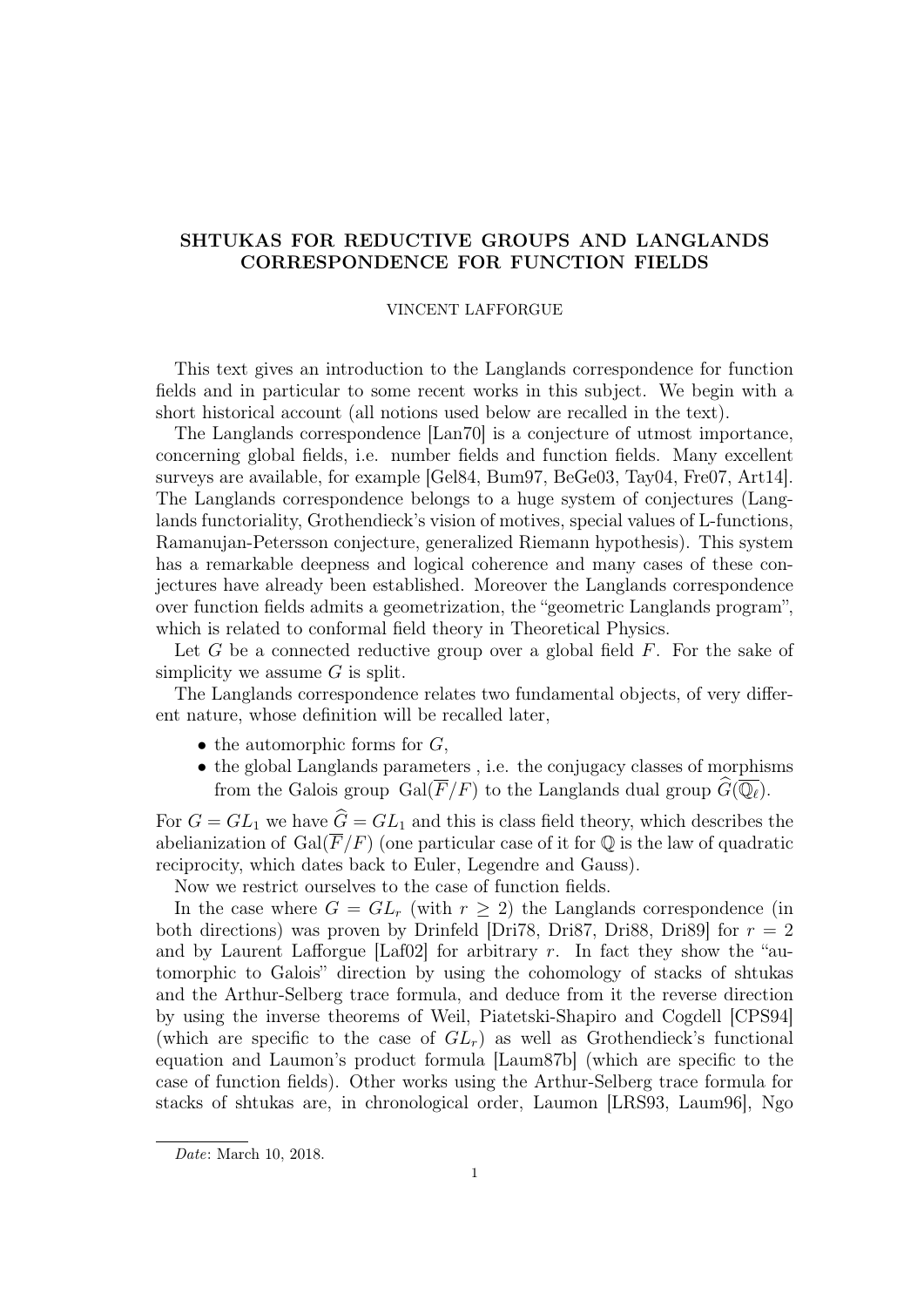# SHTUKAS FOR REDUCTIVE GROUPS AND LANGLANDS CORRESPONDENCE FOR FUNCTION FIELDS

VINCENT LAFFORGUE

This text gives an introduction to the Langlands correspondence for function fields and in particular to some recent works in this subject. We begin with a short historical account (all notions used below are recalled in the text).

The Langlands correspondence [Lan70] is a conjecture of utmost importance, concerning global fields, i.e. number fields and function fields. Many excellent surveys are available, for example [Gel84, Bum97, BeGe03, Tay04, Fre07, Art14]. The Langlands correspondence belongs to a huge system of conjectures (Langlands functoriality, Grothendieck's vision of motives, special values of L-functions, Ramanujan-Petersson conjecture, generalized Riemann hypothesis). This system has a remarkable deepness and logical coherence and many cases of these conjectures have already been established. Moreover the Langlands correspondence over function fields admits a geometrization, the "geometric Langlands program", which is related to conformal field theory in Theoretical Physics.

Let $G$ be a connected reductive group over a global field $F$. For the sake of simplicity we assume $G$ is split.

The Langlands correspondence relates two fundamental objects, of very different nature, whose definition will be recalled later,

- the automorphic forms for $G$,
- the global Langlands parameters , i.e. the conjugacy classes of morphisms from the Galois group $\mathrm{Gal}(\overline{F}/F)$ to the Langlands dual group $\widehat{G}(\overline{\mathbb{Q}_\ell})$.

For $G = GL_1$ we have $\widehat{G} = GL_1$ and this is class field theory, which describes the abelianization of $\mathrm{Gal}(\overline{F}/F)$ (one particular case of it for $\mathbb{Q}$ is the law of quadratic reciprocity, which dates back to Euler, Legendre and Gauss).

Now we restrict ourselves to the case of function fields.

In the case where $G = GL_r$ (with $r \geq 2$) the Langlands correspondence (in both directions) was proven by Drinfeld [Dri78, Dri87, Dri88, Dri89] for $r = 2$ and by Laurent Lafforgue [Laf02] for arbitrary $r$. In fact they show the "automorphic to Galois" direction by using the cohomology of stacks of shtukas and the Arthur-Selberg trace formula, and deduce from it the reverse direction by using the inverse theorems of Weil, Piatetski-Shapiro and Cogdell [CPS94] (which are specific to the case of $GL_r$) as well as Grothendieck's functional equation and Laumon's product formula [Laum87b] (which are specific to the case of function fields). Other works using the Arthur-Selberg trace formula for stacks of shtukas are, in chronological order, Laumon [LRS93, Laum96], Ngo

*Date*: March 10, 2018.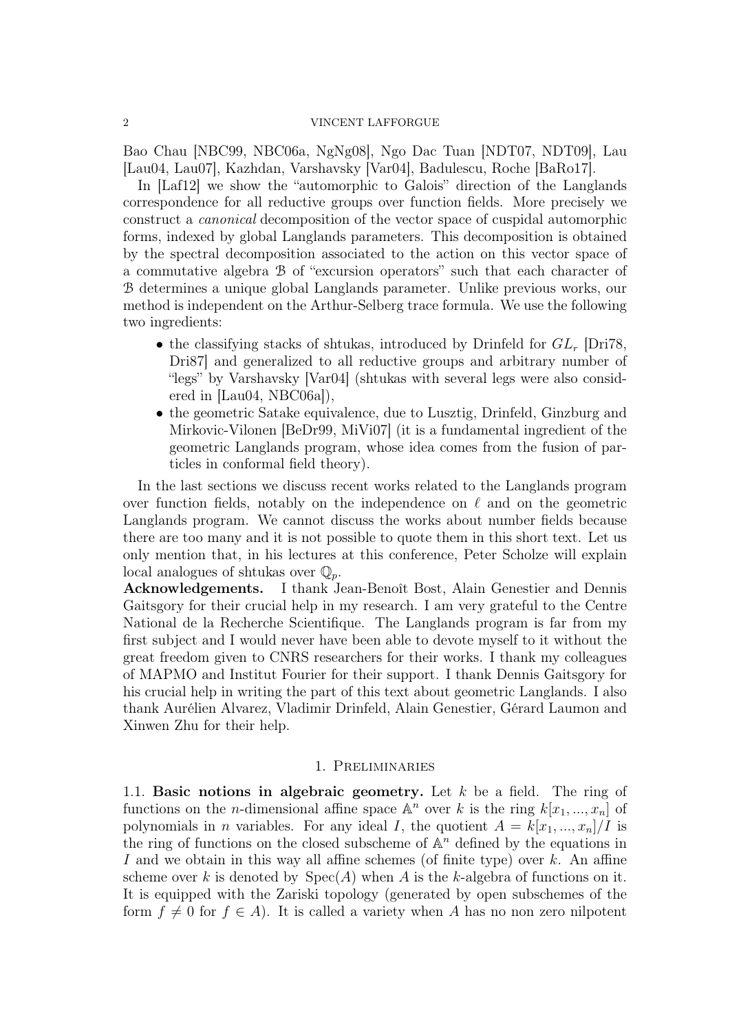Bao Chau [NBC99, NBC06a, NgNg08], Ngo Dac Tuan [NDT07, NDT09], Lau [Lau04, Lau07], Kazhdan, Varshavsky [Var04], Badulescu, Roche [BaRo17].

In [Laf12] we show the "automorphic to Galois" direction of the Langlands correspondence for all reductive groups over function fields. More precisely we construct a *canonical* decomposition of the vector space of cuspidal automorphic forms, indexed by global Langlands parameters. This decomposition is obtained by the spectral decomposition associated to the action on this vector space of a commutative algebra $\mathcal{B}$ of "excursion operators" such that each character of $\mathcal{B}$ determines a unique global Langlands parameter. Unlike previous works, our method is independent on the Arthur-Selberg trace formula. We use the following two ingredients:

- the classifying stacks of shtukas, introduced by Drinfeld for $GL_r$ [Dri78, Dri87] and generalized to all reductive groups and arbitrary number of "legs" by Varshavsky [Var04] (shtukas with several legs were also considered in [Lau04, NBC06a]),
- the geometric Satake equivalence, due to Lusztig, Drinfeld, Ginzburg and Mirkovic-Vilonen [BeDr99, MiVi07] (it is a fundamental ingredient of the geometric Langlands program, whose idea comes from the fusion of particles in conformal field theory).

In the last sections we discuss recent works related to the Langlands program over function fields, notably on the independence on $\ell$ and on the geometric Langlands program. We cannot discuss the works about number fields because there are too many and it is not possible to quote them in this short text. Let us only mention that, in his lectures at this conference, Peter Scholze will explain local analogues of shtukas over $\mathbb{Q}_p$.

**Acknowledgements.** I thank Jean-Benoît Bost, Alain Genestier and Dennis Gaitsgory for their crucial help in my research. I am very grateful to the Centre National de la Recherche Scientifique. The Langlands program is far from my first subject and I would never have been able to devote myself to it without the great freedom given to CNRS researchers for their works. I thank my colleagues of MAPMO and Institut Fourier for their support. I thank Dennis Gaitsgory for his crucial help in writing the part of this text about geometric Langlands. I also thank Aurélien Alvarez, Vladimir Drinfeld, Alain Genestier, Gérard Laumon and Xinwen Zhu for their help.

## 1. Preliminaries

1.1. **Basic notions in algebraic geometry.** Let $k$ be a field. The ring of functions on the $n$-dimensional affine space $\mathbb{A}^n$ over $k$ is the ring $k[x_1, ..., x_n]$ of polynomials in $n$ variables. For any ideal $I$, the quotient $A = k[x_1, ..., x_n]/I$ is the ring of functions on the closed subscheme of $\mathbb{A}^n$ defined by the equations in $I$ and we obtain in this way all affine schemes (of finite type) over $k$. An affine scheme over $k$ is denoted by $\mathrm{Spec}(A)$ when $A$ is the $k$-algebra of functions on it. It is equipped with the Zariski topology (generated by open subschemes of the form $f \neq 0$ for $f \in A$). It is called a variety when $A$ has no non zero nilpotent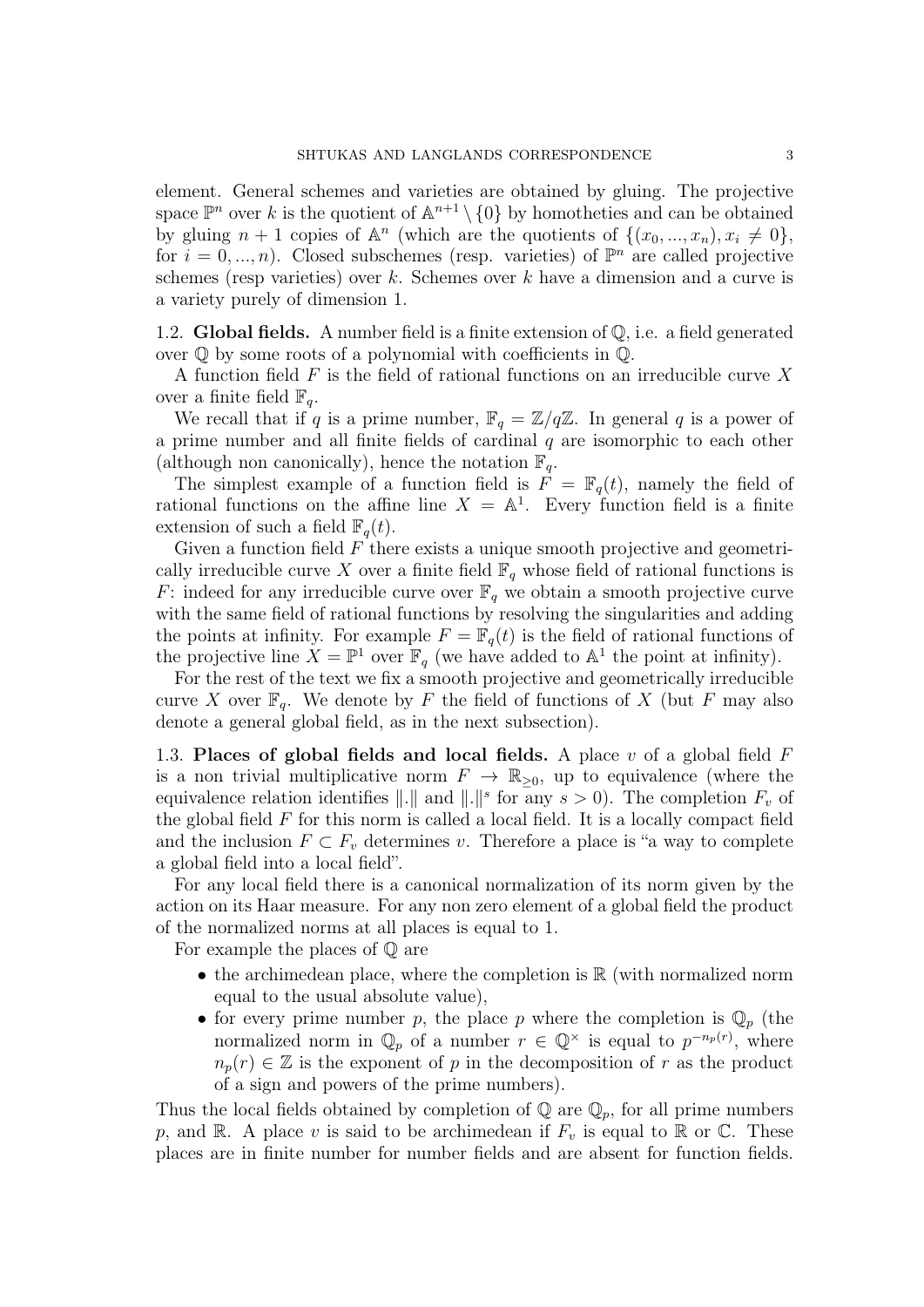element. General schemes and varieties are obtained by gluing. The projective space $\mathbb{P}^n$ over $k$ is the quotient of $\mathbb{A}^{n+1} \setminus \{0\}$ by homotheties and can be obtained by gluing $n+1$ copies of $\mathbb{A}^n$ (which are the quotients of $\{(x_0, ..., x_n), x_i \neq 0\}$, for $i = 0, ..., n$). Closed subschemes (resp. varieties) of $\mathbb{P}^n$ are called projective schemes (resp varieties) over $k$. Schemes over $k$ have a dimension and a curve is a variety purely of dimension 1.

**1.2. Global fields.** A number field is a finite extension of $\mathbb{Q}$, i.e. a field generated over $\mathbb{Q}$ by some roots of a polynomial with coefficients in $\mathbb{Q}$.

A function field $F$ is the field of rational functions on an irreducible curve $X$ over a finite field $\mathbb{F}_q$.

We recall that if $q$ is a prime number, $\mathbb{F}_q = \mathbb{Z}/q\mathbb{Z}$. In general $q$ is a power of a prime number and all finite fields of cardinal $q$ are isomorphic to each other (although non canonically), hence the notation $\mathbb{F}_q$.

The simplest example of a function field is $F = \mathbb{F}_q(t)$, namely the field of rational functions on the affine line $X = \mathbb{A}^1$. Every function field is a finite extension of such a field $\mathbb{F}_q(t)$.

Given a function field $F$ there exists a unique smooth projective and geometrically irreducible curve $X$ over a finite field $\mathbb{F}_q$ whose field of rational functions is $F$: indeed for any irreducible curve over $\mathbb{F}_q$ we obtain a smooth projective curve with the same field of rational functions by resolving the singularities and adding the points at infinity. For example $F = \mathbb{F}_q(t)$ is the field of rational functions of the projective line $X = \mathbb{P}^1$ over $\mathbb{F}_q$ (we have added to $\mathbb{A}^1$ the point at infinity).

For the rest of the text we fix a smooth projective and geometrically irreducible curve $X$ over $\mathbb{F}_q$. We denote by $F$ the field of functions of $X$ (but $F$ may also denote a general global field, as in the next subsection).

**1.3. Places of global fields and local fields.** A place $v$ of a global field $F$ is a non trivial multiplicative norm $F \to \mathbb{R}_{\geq 0}$, up to equivalence (where the equivalence relation identifies $\|.\|$ and $\|.\|^s$ for any $s > 0$). The completion $F_v$ of the global field $F$ for this norm is called a local field. It is a locally compact field and the inclusion $F \subset F_v$ determines $v$. Therefore a place is "a way to complete a global field into a local field".

For any local field there is a canonical normalization of its norm given by the action on its Haar measure. For any non zero element of a global field the product of the normalized norms at all places is equal to 1.

For example the places of $\mathbb{Q}$ are

- the archimedean place, where the completion is $\mathbb{R}$ (with normalized norm equal to the usual absolute value),
- for every prime number $p$, the place $p$ where the completion is $\mathbb{Q}_p$ (the normalized norm in $\mathbb{Q}_p$ of a number $r \in \mathbb{Q}^\times$ is equal to $p^{-n_p(r)}$, where $n_p(r) \in \mathbb{Z}$ is the exponent of $p$ in the decomposition of $r$ as the product of a sign and powers of the prime numbers).

Thus the local fields obtained by completion of $\mathbb{Q}$ are $\mathbb{Q}_p$, for all prime numbers $p$, and $\mathbb{R}$. A place $v$ is said to be archimedean if $F_v$ is equal to $\mathbb{R}$ or $\mathbb{C}$. These places are in finite number for number fields and are absent for function fields.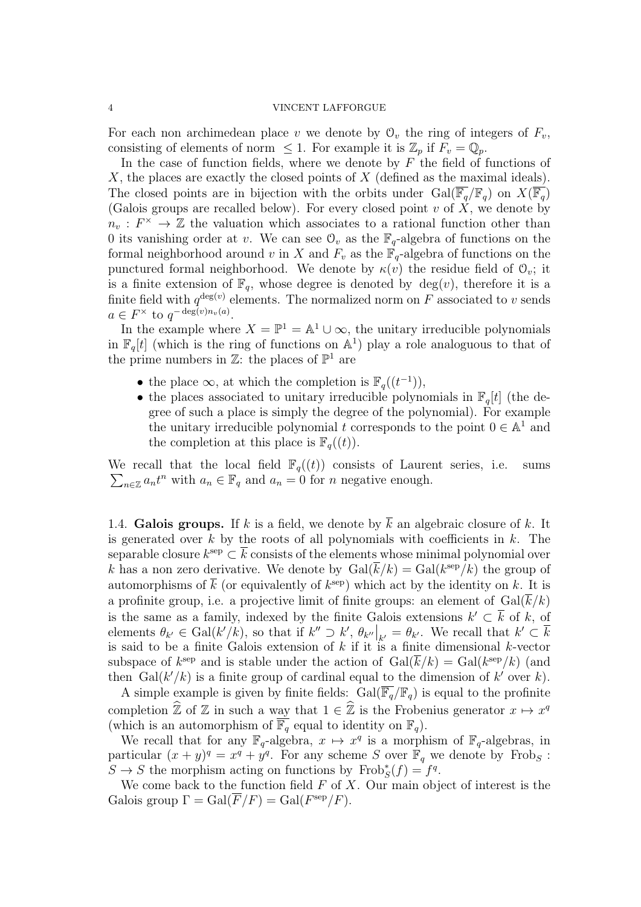For each non archimedean place $v$ we denote by $\mathcal{O}_v$ the ring of integers of $F_v$, consisting of elements of norm $\leq 1$. For example it is $\mathbb{Z}_p$ if $F_v = \mathbb{Q}_p$.

In the case of function fields, where we denote by $F$ the field of functions of $X$, the places are exactly the closed points of $X$ (defined as the maximal ideals). The closed points are in bijection with the orbits under $\mathrm{Gal}(\overline{\mathbb{F}_q}/\mathbb{F}_q)$ on $X(\overline{\mathbb{F}_q})$ (Galois groups are recalled below). For every closed point $v$ of $X$, we denote by $n_v : F^\times \to \mathbb{Z}$ the valuation which associates to a rational function other than 0 its vanishing order at $v$. We can see $\mathcal{O}_v$ as the $\mathbb{F}_q$-algebra of functions on the formal neighborhood around $v$ in $X$ and $F_v$ as the $\mathbb{F}_q$-algebra of functions on the punctured formal neighborhood. We denote by $\kappa(v)$ the residue field of $\mathcal{O}_v$; it is a finite extension of $\mathbb{F}_q$, whose degree is denoted by $\deg(v)$, therefore it is a finite field with $q^{\deg(v)}$ elements. The normalized norm on $F$ associated to $v$ sends $a \in F^\times$ to $q^{-\deg(v) n_v(a)}$.

In the example where $X = \mathbb{P}^1 = \mathbb{A}^1 \cup \infty$, the unitary irreducible polynomials in $\mathbb{F}_q[t]$ (which is the ring of functions on $\mathbb{A}^1$) play a role analoguous to that of the prime numbers in $\mathbb{Z}$: the places of $\mathbb{P}^1$ are

- the place $\infty$, at which the completion is $\mathbb{F}_q((t^{-1}))$,
- the places associated to unitary irreducible polynomials in $\mathbb{F}_q[t]$ (the degree of such a place is simply the degree of the polynomial). For example the unitary irreducible polynomial $t$ corresponds to the point $0 \in \mathbb{A}^1$ and the completion at this place is $\mathbb{F}_q((t))$.

We recall that the local field $\mathbb{F}_q((t))$ consists of Laurent series, i.e. sums $\sum_{n \in \mathbb{Z}} a_n t^n$ with $a_n \in \mathbb{F}_q$ and $a_n = 0$ for $n$ negative enough.

1.4. **Galois groups.** If $k$ is a field, we denote by $\overline{k}$ an algebraic closure of $k$. It is generated over $k$ by the roots of all polynomials with coefficients in $k$. The separable closure $k^{\mathrm{sep}} \subset \overline{k}$ consists of the elements whose minimal polynomial over $k$ has a non zero derivative. We denote by $\mathrm{Gal}(\overline{k}/k) = \mathrm{Gal}(k^{\mathrm{sep}}/k)$ the group of automorphisms of $\overline{k}$ (or equivalently of $k^{\mathrm{sep}}$) which act by the identity on $k$. It is a profinite group, i.e. a projective limit of finite groups: an element of $\mathrm{Gal}(\overline{k}/k)$ is the same as a family, indexed by the finite Galois extensions $k' \subset \overline{k}$ of $k$, of elements $\theta_{k'} \in \mathrm{Gal}(k'/k)$, so that if $k'' \supset k'$, $\theta_{k''}\big|_{k'} = \theta_{k'}$. We recall that $k' \subset \overline{k}$ is said to be a finite Galois extension of $k$ if it is a finite dimensional $k$-vector subspace of $k^{\mathrm{sep}}$ and is stable under the action of $\mathrm{Gal}(\overline{k}/k) = \mathrm{Gal}(k^{\mathrm{sep}}/k)$ (and then $\mathrm{Gal}(k'/k)$ is a finite group of cardinal equal to the dimension of $k'$ over $k$).

A simple example is given by finite fields: $\mathrm{Gal}(\overline{\mathbb{F}_q}/\mathbb{F}_q)$ is equal to the profinite completion $\widehat{\mathbb{Z}}$ of $\mathbb{Z}$ in such a way that $1 \in \widehat{\mathbb{Z}}$ is the Frobenius generator $x \mapsto x^q$ (which is an automorphism of $\overline{\mathbb{F}_q}$ equal to identity on $\mathbb{F}_q$).

We recall that for any $\mathbb{F}_q$-algebra, $x \mapsto x^q$ is a morphism of $\mathbb{F}_q$-algebras, in particular $(x+y)^q = x^q + y^q$. For any scheme $S$ over $\mathbb{F}_q$ we denote by $\mathrm{Frob}_S : S \to S$ the morphism acting on functions by $\mathrm{Frob}_S^*(f) = f^q$.

We come back to the function field $F$ of $X$. Our main object of interest is the Galois group $\Gamma = \mathrm{Gal}(\overline{F}/F) = \mathrm{Gal}(F^{\mathrm{sep}}/F)$.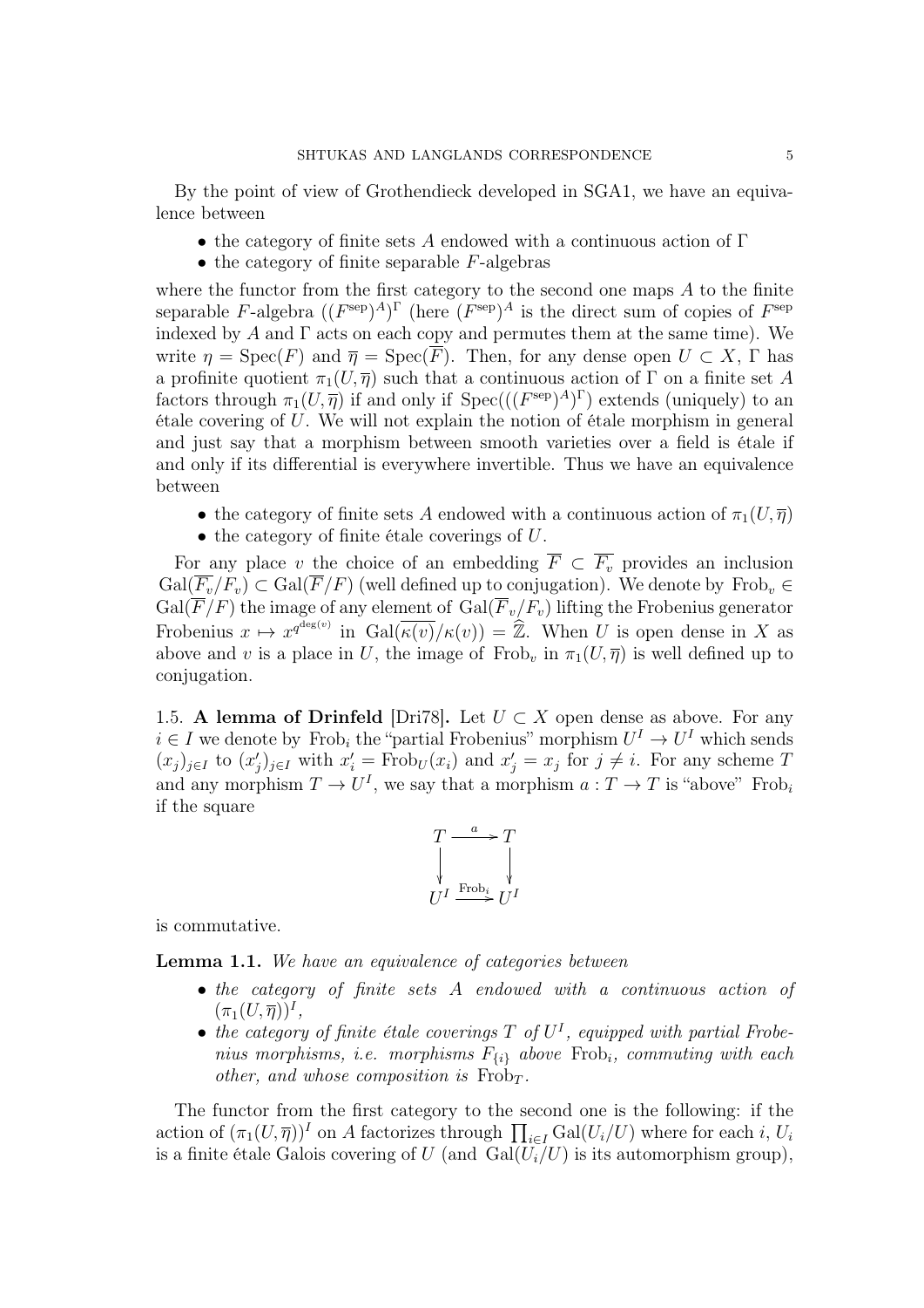By the point of view of Grothendieck developed in SGA1, we have an equivalence between

- the category of finite sets $A$ endowed with a continuous action of $\Gamma$
- the category of finite separable $F$-algebras

where the functor from the first category to the second one maps $A$ to the finite separable $F$-algebra $((F^{\mathrm{sep}})^A)^\Gamma$ (here $(F^{\mathrm{sep}})^A$ is the direct sum of copies of $F^{\mathrm{sep}}$ indexed by $A$ and $\Gamma$ acts on each copy and permutes them at the same time). We write $\eta = \mathrm{Spec}(F)$ and $\overline{\eta} = \mathrm{Spec}(\overline{F})$. Then, for any dense open $U \subset X$, $\Gamma$ has a profinite quotient $\pi_1(U, \overline{\eta})$ such that a continuous action of $\Gamma$ on a finite set $A$ factors through $\pi_1(U, \overline{\eta})$ if and only if $\mathrm{Spec}(((F^{\mathrm{sep}})^A)^\Gamma)$ extends (uniquely) to an étale covering of $U$. We will not explain the notion of étale morphism in general and just say that a morphism between smooth varieties over a field is étale if and only if its differential is everywhere invertible. Thus we have an equivalence between

- the category of finite sets $A$ endowed with a continuous action of $\pi_1(U, \overline{\eta})$
- the category of finite étale coverings of $U$.

For any place $v$ the choice of an embedding $\overline{F} \subset \overline{F_v}$ provides an inclusion $\mathrm{Gal}(\overline{F_v}/F_v) \subset \mathrm{Gal}(\overline{F}/F)$ (well defined up to conjugation). We denote by $\mathrm{Frob}_v \in \mathrm{Gal}(\overline{F}/F)$ the image of any element of $\mathrm{Gal}(\overline{F}_v/F_v)$ lifting the Frobenius generator Frobenius $x \mapsto x^{q^{\deg(v)}}$ in $\mathrm{Gal}(\overline{\kappa(v)}/\kappa(v)) = \widehat{\mathbb{Z}}$. When $U$ is open dense in $X$ as above and $v$ is a place in $U$, the image of $\mathrm{Frob}_v$ in $\pi_1(U, \overline{\eta})$ is well defined up to conjugation.

1.5. **A lemma of Drinfeld** [Dri78]. Let $U \subset X$ open dense as above. For any $i \in I$ we denote by $\mathrm{Frob}_i$ the "partial Frobenius" morphism $U^I \to U^I$ which sends $(x_j)_{j\in I}$ to $(x'_j)_{j\in I}$ with $x'_i = \mathrm{Frob}_U(x_i)$ and $x'_j = x_j$ for $j \neq i$. For any scheme $T$ and any morphism $T \to U^I$, we say that a morphism $a : T \to T$ is "above" $\mathrm{Frob}_i$ if the square

$$\begin{array}{ccc} T & \xrightarrow{a} & T \\ \downarrow & & \downarrow \\ U^I & \xrightarrow{\mathrm{Frob}_i} & U^I \end{array}$$

is commutative.

**Lemma 1.1.** *We have an equivalence of categories between*

- *the category of finite sets $A$ endowed with a continuous action of $(\pi_1(U, \overline{\eta}))^I$,*
- *the category of finite étale coverings $T$ of $U^I$, equipped with partial Frobenius morphisms, i.e. morphisms $F_{\{i\}}$ above $\mathrm{Frob}_i$, commuting with each other, and whose composition is $\mathrm{Frob}_T$.*

The functor from the first category to the second one is the following: if the action of $(\pi_1(U, \overline{\eta}))^I$ on $A$ factorizes through $\prod_{i\in I} \mathrm{Gal}(U_i/U)$ where for each $i$, $U_i$ is a finite étale Galois covering of $U$ (and $\mathrm{Gal}(U_i/U)$ is its automorphism group),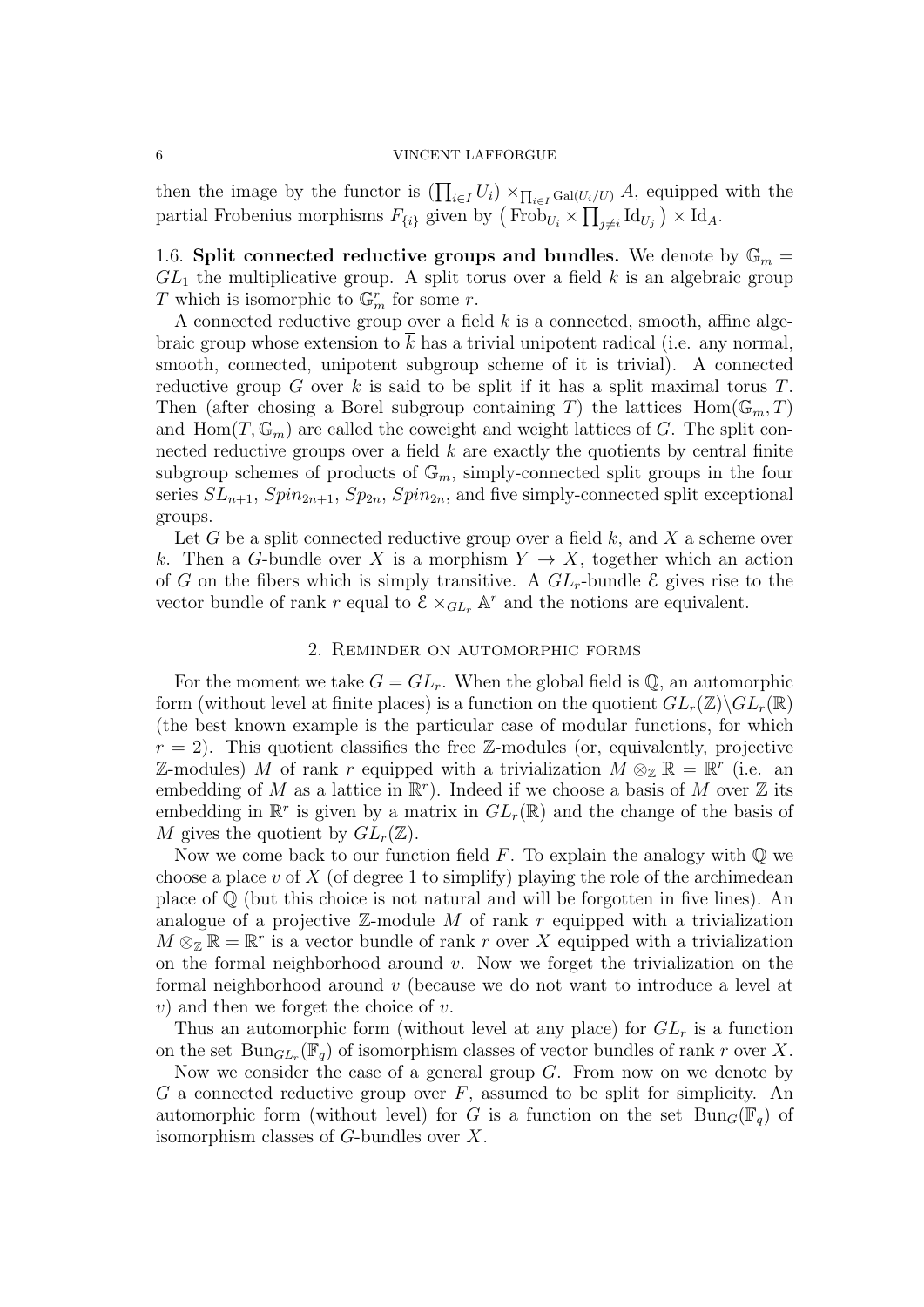then the image by the functor is $(\prod_{i\in I} U_i) \times_{\prod_{i\in I} \mathrm{Gal}(U_i/U)} A$, equipped with the partial Frobenius morphisms $F_{\{i\}}$ given by $\big(\mathrm{Frob}_{U_i} \times \prod_{j\neq i} \mathrm{Id}_{U_j}\big) \times \mathrm{Id}_A$.

1.6. **Split connected reductive groups and bundles.** We denote by $\mathbb{G}_m = GL_1$ the multiplicative group. A split torus over a field $k$ is an algebraic group $T$ which is isomorphic to $\mathbb{G}_m^r$ for some $r$.

A connected reductive group over a field $k$ is a connected, smooth, affine algebraic group whose extension to $\overline{k}$ has a trivial unipotent radical (i.e. any normal, smooth, connected, unipotent subgroup scheme of it is trivial). A connected reductive group $G$ over $k$ is said to be split if it has a split maximal torus $T$. Then (after chosing a Borel subgroup containing $T$) the lattices $\mathrm{Hom}(\mathbb{G}_m, T)$ and $\mathrm{Hom}(T, \mathbb{G}_m)$ are called the coweight and weight lattices of $G$. The split connected reductive groups over a field $k$ are exactly the quotients by central finite subgroup schemes of products of $\mathbb{G}_m$, simply-connected split groups in the four series $SL_{n+1}$, $Spin_{2n+1}$, $Sp_{2n}$, $Spin_{2n}$, and five simply-connected split exceptional groups.

Let $G$ be a split connected reductive group over a field $k$, and $X$ a scheme over $k$. Then a $G$-bundle over $X$ is a morphism $Y \to X$, together which an action of $G$ on the fibers which is simply transitive. A $GL_r$-bundle $\mathcal{E}$ gives rise to the vector bundle of rank $r$ equal to $\mathcal{E} \times_{GL_r} \mathbb{A}^r$ and the notions are equivalent.

## 2. Reminder on automorphic forms

For the moment we take $G = GL_r$. When the global field is $\mathbb{Q}$, an automorphic form (without level at finite places) is a function on the quotient $GL_r(\mathbb{Z})\backslash GL_r(\mathbb{R})$ (the best known example is the particular case of modular functions, for which $r = 2$). This quotient classifies the free $\mathbb{Z}$-modules (or, equivalently, projective $\mathbb{Z}$-modules) $M$ of rank $r$ equipped with a trivialization $M \otimes_{\mathbb{Z}} \mathbb{R} = \mathbb{R}^r$ (i.e. an embedding of $M$ as a lattice in $\mathbb{R}^r$). Indeed if we choose a basis of $M$ over $\mathbb{Z}$ its embedding in $\mathbb{R}^r$ is given by a matrix in $GL_r(\mathbb{R})$ and the change of the basis of $M$ gives the quotient by $GL_r(\mathbb{Z})$.

Now we come back to our function field $F$. To explain the analogy with $\mathbb{Q}$ we choose a place $v$ of $X$ (of degree 1 to simplify) playing the role of the archimedean place of $\mathbb{Q}$ (but this choice is not natural and will be forgotten in five lines). An analogue of a projective $\mathbb{Z}$-module $M$ of rank $r$ equipped with a trivialization $M \otimes_{\mathbb{Z}} \mathbb{R} = \mathbb{R}^r$ is a vector bundle of rank $r$ over $X$ equipped with a trivialization on the formal neighborhood around $v$. Now we forget the trivialization on the formal neighborhood around $v$ (because we do not want to introduce a level at $v$) and then we forget the choice of $v$.

Thus an automorphic form (without level at any place) for $GL_r$ is a function on the set $\mathrm{Bun}_{GL_r}(\mathbb{F}_q)$ of isomorphism classes of vector bundles of rank $r$ over $X$.

Now we consider the case of a general group $G$. From now on we denote by $G$ a connected reductive group over $F$, assumed to be split for simplicity. An automorphic form (without level) for $G$ is a function on the set $\mathrm{Bun}_G(\mathbb{F}_q)$ of isomorphism classes of $G$-bundles over $X$.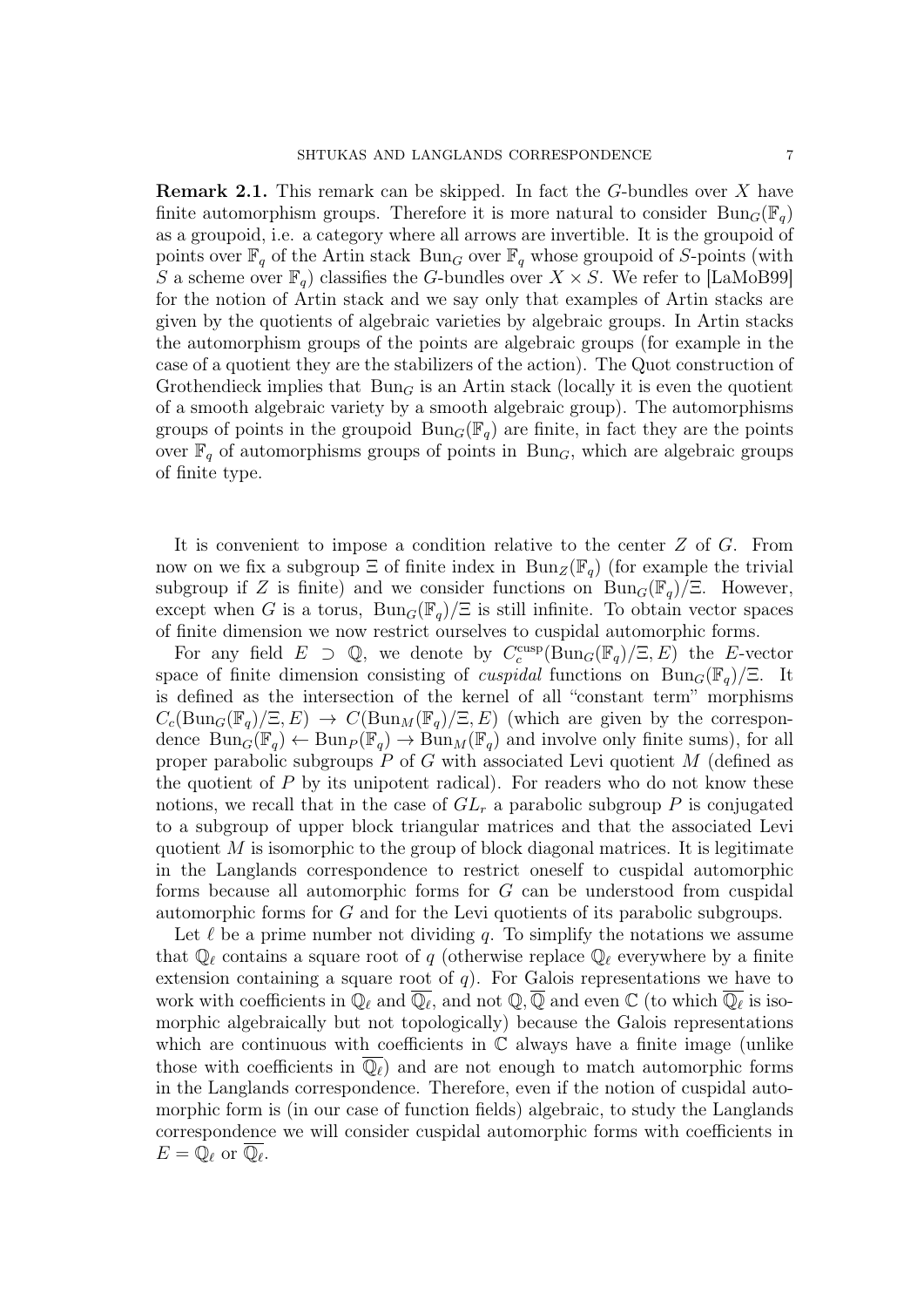**Remark 2.1.** This remark can be skipped. In fact the $G$-bundles over $X$ have finite automorphism groups. Therefore it is more natural to consider $\mathrm{Bun}_G(\mathbb{F}_q)$ as a groupoid, i.e. a category where all arrows are invertible. It is the groupoid of points over $\mathbb{F}_q$ of the Artin stack $\mathrm{Bun}_G$ over $\mathbb{F}_q$ whose groupoid of $S$-points (with $S$ a scheme over $\mathbb{F}_q$) classifies the $G$-bundles over $X \times S$. We refer to [LaMoB99] for the notion of Artin stack and we say only that examples of Artin stacks are given by the quotients of algebraic varieties by algebraic groups. In Artin stacks the automorphism groups of the points are algebraic groups (for example in the case of a quotient they are the stabilizers of the action). The Quot construction of Grothendieck implies that $\mathrm{Bun}_G$ is an Artin stack (locally it is even the quotient of a smooth algebraic variety by a smooth algebraic group). The automorphisms groups of points in the groupoid $\mathrm{Bun}_G(\mathbb{F}_q)$ are finite, in fact they are the points over $\mathbb{F}_q$ of automorphisms groups of points in $\mathrm{Bun}_G$, which are algebraic groups of finite type.

It is convenient to impose a condition relative to the center $Z$ of $G$. From now on we fix a subgroup $\Xi$ of finite index in $\mathrm{Bun}_Z(\mathbb{F}_q)$ (for example the trivial subgroup if $Z$ is finite) and we consider functions on $\mathrm{Bun}_G(\mathbb{F}_q)/\Xi$. However, except when $G$ is a torus, $\mathrm{Bun}_G(\mathbb{F}_q)/\Xi$ is still infinite. To obtain vector spaces of finite dimension we now restrict ourselves to cuspidal automorphic forms.

For any field $E \supset \mathbb{Q}$, we denote by $C_c^{\mathrm{cusp}}(\mathrm{Bun}_G(\mathbb{F}_q)/\Xi, E)$ the $E$-vector space of finite dimension consisting of *cuspidal* functions on $\mathrm{Bun}_G(\mathbb{F}_q)/\Xi$. It is defined as the intersection of the kernel of all "constant term" morphisms $C_c(\mathrm{Bun}_G(\mathbb{F}_q)/\Xi, E) \to C(\mathrm{Bun}_M(\mathbb{F}_q)/\Xi, E)$ (which are given by the correspondence $\mathrm{Bun}_G(\mathbb{F}_q) \leftarrow \mathrm{Bun}_P(\mathbb{F}_q) \to \mathrm{Bun}_M(\mathbb{F}_q)$ and involve only finite sums), for all proper parabolic subgroups $P$ of $G$ with associated Levi quotient $M$ (defined as the quotient of $P$ by its unipotent radical). For readers who do not know these notions, we recall that in the case of $GL_r$ a parabolic subgroup $P$ is conjugated to a subgroup of upper block triangular matrices and that the associated Levi quotient $M$ is isomorphic to the group of block diagonal matrices. It is legitimate in the Langlands correspondence to restrict oneself to cuspidal automorphic forms because all automorphic forms for $G$ can be understood from cuspidal automorphic forms for $G$ and for the Levi quotients of its parabolic subgroups.

Let $\ell$ be a prime number not dividing $q$. To simplify the notations we assume that $\mathbb{Q}_\ell$ contains a square root of $q$ (otherwise replace $\mathbb{Q}_\ell$ everywhere by a finite extension containing a square root of $q$). For Galois representations we have to work with coefficients in $\mathbb{Q}_\ell$ and $\overline{\mathbb{Q}_\ell}$, and not $\mathbb{Q}, \overline{\mathbb{Q}}$ and even $\mathbb{C}$ (to which $\overline{\mathbb{Q}_\ell}$ is isomorphic algebraically but not topologically) because the Galois representations which are continuous with coefficients in $\mathbb{C}$ always have a finite image (unlike those with coefficients in $\overline{\mathbb{Q}_\ell}$) and are not enough to match automorphic forms in the Langlands correspondence. Therefore, even if the notion of cuspidal automorphic form is (in our case of function fields) algebraic, to study the Langlands correspondence we will consider cuspidal automorphic forms with coefficients in $E = \mathbb{Q}_\ell$ or $\overline{\mathbb{Q}_\ell}$.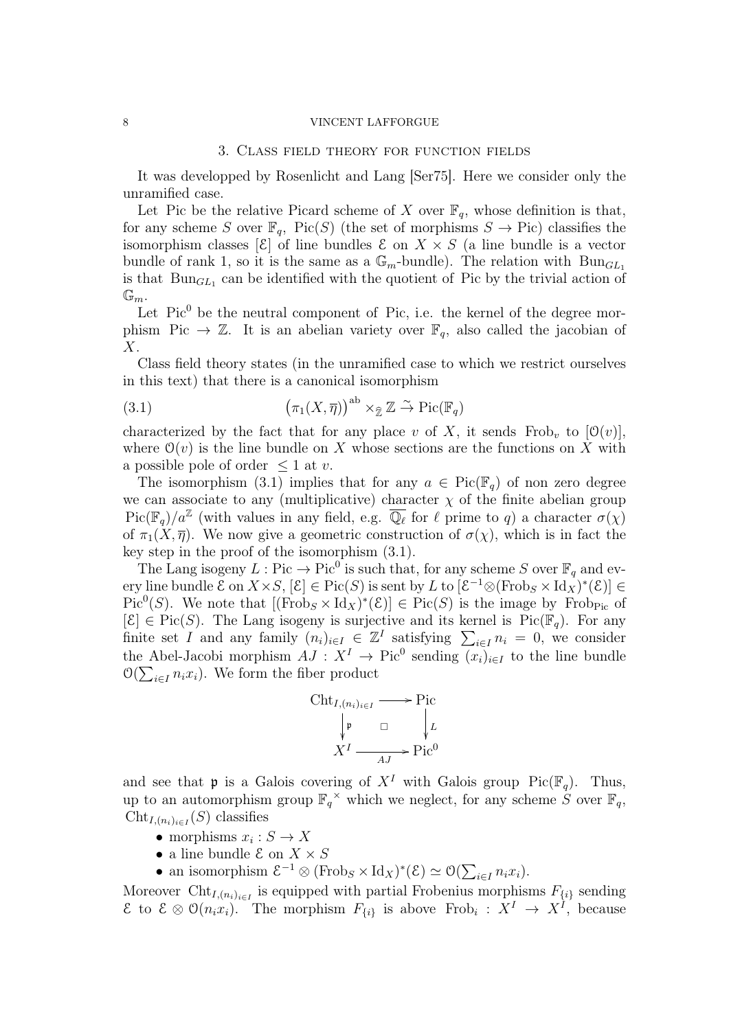## 3. Class field theory for function fields

It was developped by Rosenlicht and Lang [Ser75]. Here we consider only the unramified case.

Let Pic be the relative Picard scheme of $X$ over $\mathbb{F}_q$, whose definition is that, for any scheme $S$ over $\mathbb{F}_q$, $\mathrm{Pic}(S)$ (the set of morphisms $S \to \mathrm{Pic}$) classifies the isomorphism classes $[\mathcal{E}]$ of line bundles $\mathcal{E}$ on $X \times S$ (a line bundle is a vector bundle of rank 1, so it is the same as a $\mathbb{G}_m$-bundle). The relation with $\mathrm{Bun}_{GL_1}$ is that $\mathrm{Bun}_{GL_1}$ can be identified with the quotient of Pic by the trivial action of $\mathbb{G}_m$.

Let $\mathrm{Pic}^0$ be the neutral component of Pic, i.e. the kernel of the degree morphism $\mathrm{Pic} \to \mathbb{Z}$. It is an abelian variety over $\mathbb{F}_q$, also called the jacobian of $X$.

Class field theory states (in the unramified case to which we restrict ourselves in this text) that there is a canonical isomorphism

$$\big(\pi_1(X, \overline{\eta})\big)^{\mathrm{ab}} \times_{\widehat{\mathbb{Z}}} \mathbb{Z} \xrightarrow{\sim} \mathrm{Pic}(\mathbb{F}_q) \tag{3.1}$$

characterized by the fact that for any place $v$ of $X$, it sends $\mathrm{Frob}_v$ to $[\mathcal{O}(v)]$, where $\mathcal{O}(v)$ is the line bundle on $X$ whose sections are the functions on $X$ with a possible pole of order $\leq 1$ at $v$.

The isomorphism (3.1) implies that for any $a \in \mathrm{Pic}(\mathbb{F}_q)$ of non zero degree we can associate to any (multiplicative) character $\chi$ of the finite abelian group $\mathrm{Pic}(\mathbb{F}_q)/a^{\mathbb{Z}}$ (with values in any field, e.g. $\overline{\mathbb{Q}_\ell}$ for $\ell$ prime to $q$) a character $\sigma(\chi)$ of $\pi_1(X, \overline{\eta})$. We now give a geometric construction of $\sigma(\chi)$, which is in fact the key step in the proof of the isomorphism (3.1).

The Lang isogeny $L : \mathrm{Pic} \to \mathrm{Pic}^0$ is such that, for any scheme $S$ over $\mathbb{F}_q$ and every line bundle $\mathcal{E}$ on $X \times S$, $[\mathcal{E}] \in \mathrm{Pic}(S)$ is sent by $L$ to $[\mathcal{E}^{-1} \otimes (\mathrm{Frob}_S \times \mathrm{Id}_X)^*(\mathcal{E})] \in \mathrm{Pic}^0(S)$. We note that $[(\mathrm{Frob}_S \times \mathrm{Id}_X)^*(\mathcal{E})] \in \mathrm{Pic}(S)$ is the image by $\mathrm{Frob}_{\mathrm{Pic}}$ of $[\mathcal{E}] \in \mathrm{Pic}(S)$. The Lang isogeny is surjective and its kernel is $\mathrm{Pic}(\mathbb{F}_q)$. For any finite set $I$ and any family $(n_i)_{i \in I} \in \mathbb{Z}^I$ satisfying $\sum_{i \in I} n_i = 0$, we consider the Abel-Jacobi morphism $AJ : X^I \to \mathrm{Pic}^0$ sending $(x_i)_{i \in I}$ to the line bundle $\mathcal{O}(\sum_{i \in I} n_i x_i)$. We form the fiber product

$$\begin{array}{ccc} \mathrm{Cht}_{I,(n_i)_{i \in I}} & \longrightarrow & \mathrm{Pic} \\ \Big\downarrow \mathfrak{p} & \square & \Big\downarrow L \\ X^I & \xrightarrow[AJ]{} & \mathrm{Pic}^0 \end{array}$$

and see that $\mathfrak{p}$ is a Galois covering of $X^I$ with Galois group $\mathrm{Pic}(\mathbb{F}_q)$. Thus, up to an automorphism group $\mathbb{F}_q^{\times}$ which we neglect, for any scheme $S$ over $\mathbb{F}_q$, $\mathrm{Cht}_{I,(n_i)_{i \in I}}(S)$ classifies

- morphisms $x_i : S \to X$
- a line bundle $\mathcal{E}$ on $X \times S$
- an isomorphism $\mathcal{E}^{-1} \otimes (\mathrm{Frob}_S \times \mathrm{Id}_X)^*(\mathcal{E}) \simeq \mathcal{O}(\sum_{i \in I} n_i x_i)$.

Moreover $\mathrm{Cht}_{I,(n_i)_{i \in I}}$ is equipped with partial Frobenius morphisms $F_{\{i\}}$ sending $\mathcal{E}$ to $\mathcal{E} \otimes \mathcal{O}(n_i x_i)$. The morphism $F_{\{i\}}$ is above $\mathrm{Frob}_i : X^I \to X^I$, because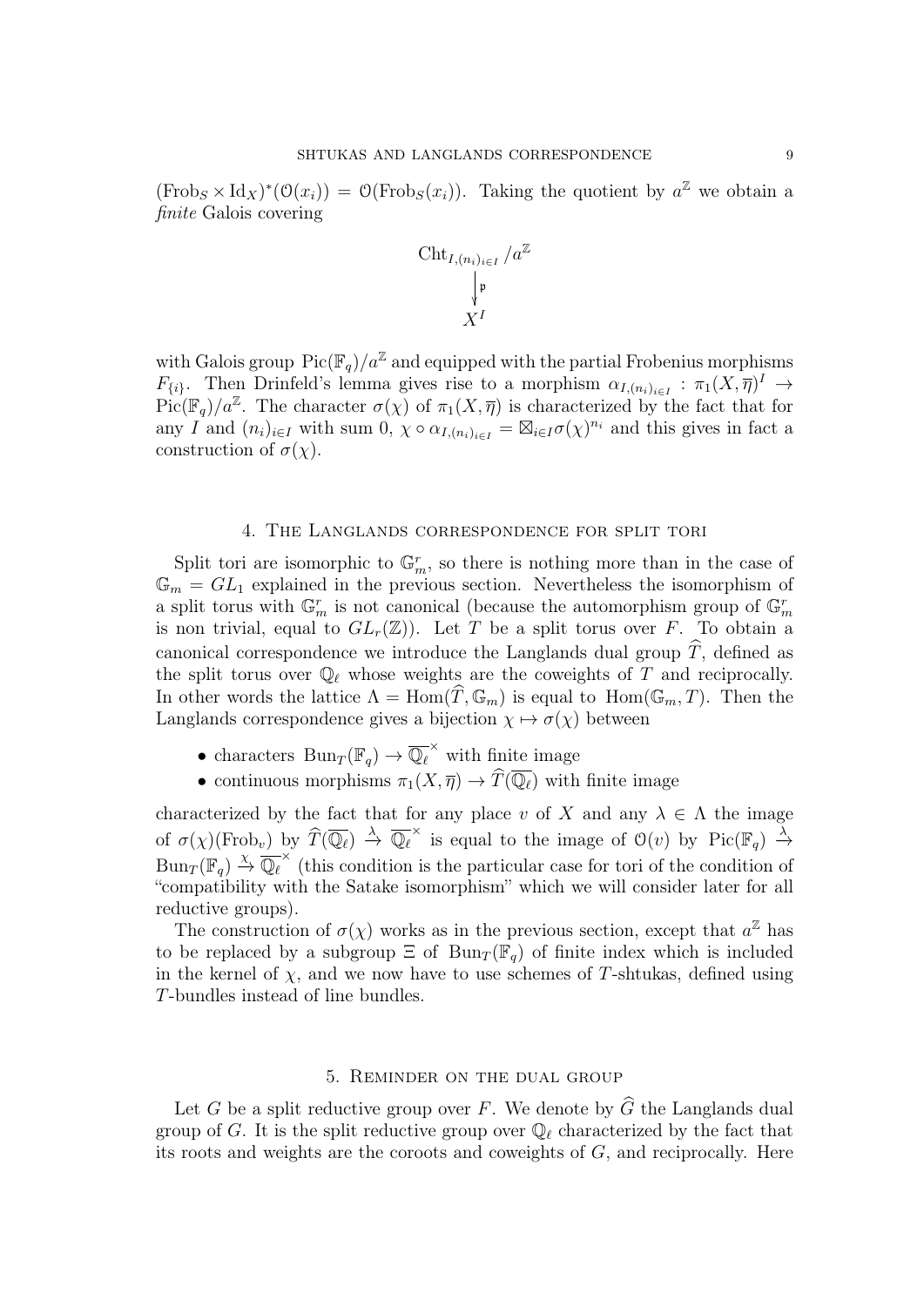$(\mathrm{Frob}_S \times \mathrm{Id}_X)^*(\mathcal{O}(x_i)) = \mathcal{O}(\mathrm{Frob}_S(x_i))$. Taking the quotient by $a^{\mathbb{Z}}$ we obtain a *finite* Galois covering

$$\begin{array}{c} \mathrm{Cht}_{I,(n_i)_{i\in I}}/a^{\mathbb{Z}} \\ \Big\downarrow \mathfrak{p} \\ X^I \end{array}$$

with Galois group $\mathrm{Pic}(\mathbb{F}_q)/a^{\mathbb{Z}}$ and equipped with the partial Frobenius morphisms $F_{\{i\}}$. Then Drinfeld's lemma gives rise to a morphism $\alpha_{I,(n_i)_{i\in I}} : \pi_1(X,\overline{\eta})^I \to \mathrm{Pic}(\mathbb{F}_q)/a^{\mathbb{Z}}$. The character $\sigma(\chi)$ of $\pi_1(X,\overline{\eta})$ is characterized by the fact that for any $I$ and $(n_i)_{i\in I}$ with sum 0, $\chi \circ \alpha_{I,(n_i)_{i\in I}} = \boxtimes_{i\in I}\sigma(\chi)^{n_i}$ and this gives in fact a construction of $\sigma(\chi)$.

## 4. The Langlands correspondence for split tori

Split tori are isomorphic to $\mathbb{G}_m^r$, so there is nothing more than in the case of $\mathbb{G}_m = GL_1$ explained in the previous section. Nevertheless the isomorphism of a split torus with $\mathbb{G}_m^r$ is not canonical (because the automorphism group of $\mathbb{G}_m^r$ is non trivial, equal to $GL_r(\mathbb{Z})$). Let $T$ be a split torus over $F$. To obtain a canonical correspondence we introduce the Langlands dual group $\widehat{T}$, defined as the split torus over $\mathbb{Q}_\ell$ whose weights are the coweights of $T$ and reciprocally. In other words the lattice $\Lambda = \mathrm{Hom}(\widehat{T}, \mathbb{G}_m)$ is equal to $\mathrm{Hom}(\mathbb{G}_m, T)$. Then the Langlands correspondence gives a bijection $\chi \mapsto \sigma(\chi)$ between

- characters $\mathrm{Bun}_T(\mathbb{F}_q) \to \overline{\mathbb{Q}_\ell}^\times$ with finite image
- continuous morphisms $\pi_1(X,\overline{\eta}) \to \widehat{T}(\overline{\mathbb{Q}_\ell})$ with finite image

characterized by the fact that for any place $v$ of $X$ and any $\lambda \in \Lambda$ the image of $\sigma(\chi)(\mathrm{Frob}_v)$ by $\widehat{T}(\overline{\mathbb{Q}_\ell}) \xrightarrow{\lambda} \overline{\mathbb{Q}_\ell}^\times$ is equal to the image of $\mathcal{O}(v)$ by $\mathrm{Pic}(\mathbb{F}_q) \xrightarrow{\lambda} \mathrm{Bun}_T(\mathbb{F}_q) \xrightarrow{\chi} \overline{\mathbb{Q}_\ell}^\times$ (this condition is the particular case for tori of the condition of "compatibility with the Satake isomorphism" which we will consider later for all reductive groups).

The construction of $\sigma(\chi)$ works as in the previous section, except that $a^{\mathbb{Z}}$ has to be replaced by a subgroup $\Xi$ of $\mathrm{Bun}_T(\mathbb{F}_q)$ of finite index which is included in the kernel of $\chi$, and we now have to use schemes of $T$-shtukas, defined using $T$-bundles instead of line bundles.

## 5. Reminder on the dual group

Let $G$ be a split reductive group over $F$. We denote by $\widehat{G}$ the Langlands dual group of $G$. It is the split reductive group over $\mathbb{Q}_\ell$ characterized by the fact that its roots and weights are the coroots and coweights of $G$, and reciprocally. Here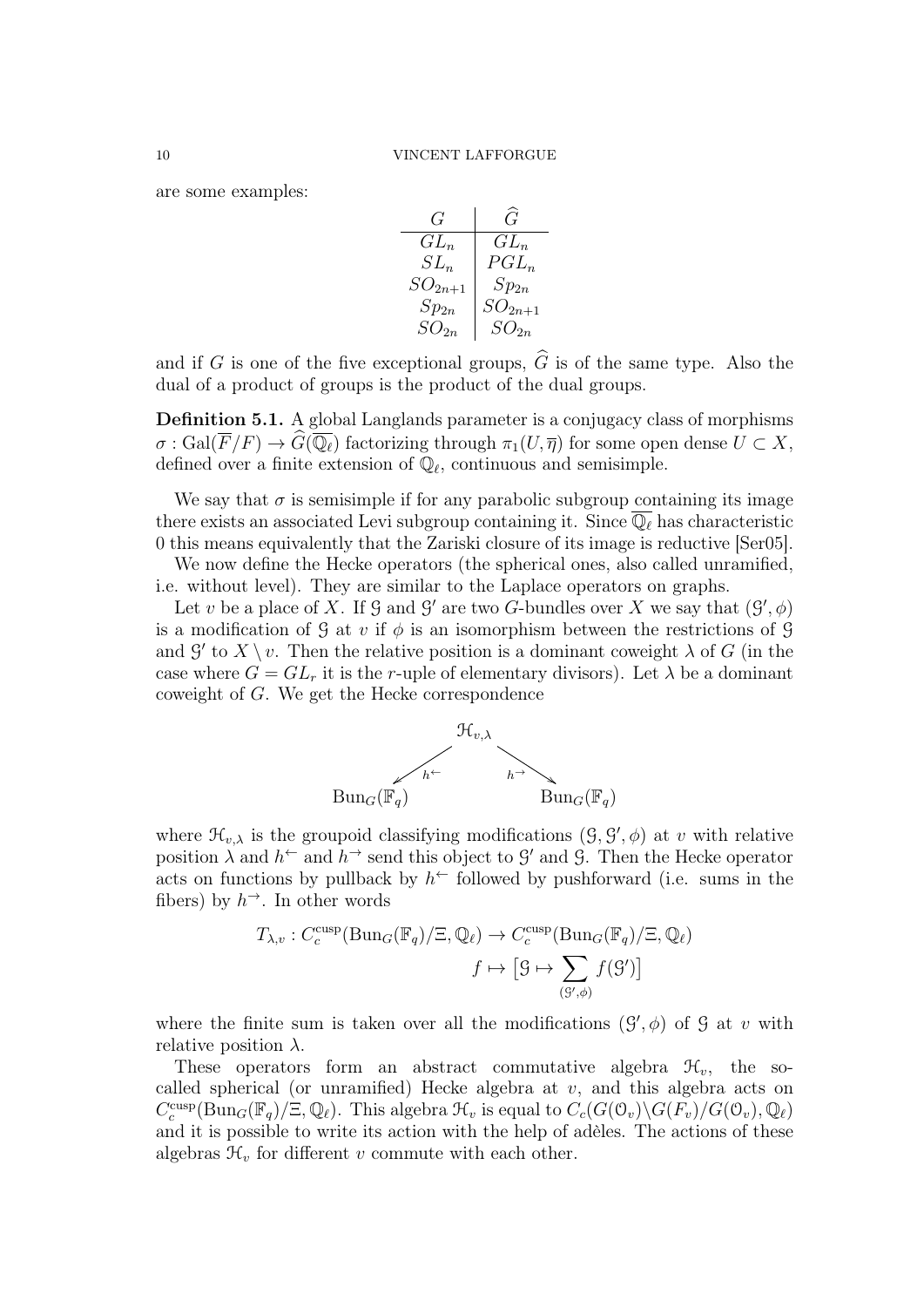are some examples:

| $G$ | $\widehat{G}$ |
|---|---|
| $GL_n$ | $GL_n$ |
| $SL_n$ | $PGL_n$ |
| $SO_{2n+1}$ | $Sp_{2n}$ |
| $Sp_{2n}$ | $SO_{2n+1}$ |
| $SO_{2n}$ | $SO_{2n}$ |

and if $G$ is one of the five exceptional groups, $\widehat{G}$ is of the same type. Also the dual of a product of groups is the product of the dual groups.

**Definition 5.1.** A global Langlands parameter is a conjugacy class of morphisms $\sigma : \mathrm{Gal}(\overline{F}/F) \to \widehat{G}(\overline{\mathbb{Q}_\ell})$ factorizing through $\pi_1(U, \overline{\eta})$ for some open dense $U \subset X$, defined over a finite extension of $\mathbb{Q}_\ell$, continuous and semisimple.

We say that $\sigma$ is semisimple if for any parabolic subgroup containing its image there exists an associated Levi subgroup containing it. Since $\overline{\mathbb{Q}_\ell}$ has characteristic 0 this means equivalently that the Zariski closure of its image is reductive [Ser05].

We now define the Hecke operators (the spherical ones, also called unramified, i.e. without level). They are similar to the Laplace operators on graphs.

Let $v$ be a place of $X$. If $\mathcal{G}$ and $\mathcal{G}'$ are two $G$-bundles over $X$ we say that $(\mathcal{G}', \phi)$ is a modification of $\mathcal{G}$ at $v$ if $\phi$ is an isomorphism between the restrictions of $\mathcal{G}$ and $\mathcal{G}'$ to $X \setminus v$. Then the relative position is a dominant coweight $\lambda$ of $G$ (in the case where $G = GL_r$ it is the $r$-uple of elementary divisors). Let $\lambda$ be a dominant coweight of $G$. We get the Hecke correspondence

$$\begin{array}{ccc} & \mathcal{H}_{v,\lambda} & \\ \swarrow^{h^{\leftarrow}} & & \searrow^{h^{\rightarrow}} \\ \mathrm{Bun}_G(\mathbb{F}_q) & & \mathrm{Bun}_G(\mathbb{F}_q) \end{array}$$

where $\mathcal{H}_{v,\lambda}$ is the groupoid classifying modifications $(\mathcal{G}, \mathcal{G}', \phi)$ at $v$ with relative position $\lambda$ and $h^{\leftarrow}$ and $h^{\rightarrow}$ send this object to $\mathcal{G}'$ and $\mathcal{G}$. Then the Hecke operator acts on functions by pullback by $h^{\leftarrow}$ followed by pushforward (i.e. sums in the fibers) by $h^{\rightarrow}$. In other words

$$T_{\lambda,v} : C_c^{\mathrm{cusp}}(\mathrm{Bun}_G(\mathbb{F}_q)/\Xi, \mathbb{Q}_\ell) \to C_c^{\mathrm{cusp}}(\mathrm{Bun}_G(\mathbb{F}_q)/\Xi, \mathbb{Q}_\ell)$$
$$f \mapsto \big[\mathcal{G} \mapsto \sum_{(\mathcal{G}', \phi)} f(\mathcal{G}')\big]$$

where the finite sum is taken over all the modifications $(\mathcal{G}', \phi)$ of $\mathcal{G}$ at $v$ with relative position $\lambda$.

These operators form an abstract commutative algebra $\mathcal{H}_v$, the so-called spherical (or unramified) Hecke algebra at $v$, and this algebra acts on $C_c^{\mathrm{cusp}}(\mathrm{Bun}_G(\mathbb{F}_q)/\Xi, \mathbb{Q}_\ell)$. This algebra $\mathcal{H}_v$ is equal to $C_c(G(\mathcal{O}_v)\backslash G(F_v)/G(\mathcal{O}_v), \mathbb{Q}_\ell)$ and it is possible to write its action with the help of adèles. The actions of these algebras $\mathcal{H}_v$ for different $v$ commute with each other.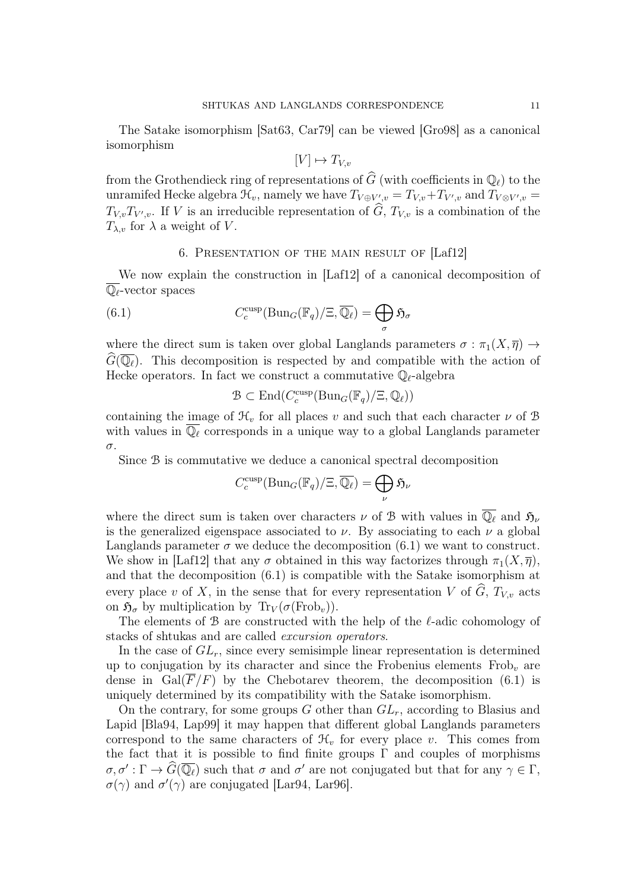The Satake isomorphism [Sat63, Car79] can be viewed [Gro98] as a canonical isomorphism

$$[V] \mapsto T_{V,v}$$

from the Grothendieck ring of representations of $\widehat{G}$ (with coefficients in $\mathbb{Q}_\ell$) to the unramifed Hecke algebra $\mathcal{H}_v$, namely we have $T_{V\oplus V',v} = T_{V,v} + T_{V',v}$ and $T_{V\otimes V',v} = T_{V,v}T_{V',v}$. If $V$ is an irreducible representation of $\widehat{G}$, $T_{V,v}$ is a combination of the $T_{\lambda,v}$ for $\lambda$ a weight of $V$.

## 6. Presentation of the main result of [Laf12]

We now explain the construction in [Laf12] of a canonical decomposition of $\overline{\mathbb{Q}_\ell}$-vector spaces

$$C_c^{\mathrm{cusp}}(\mathrm{Bun}_G(\mathbb{F}_q)/\Xi, \overline{\mathbb{Q}_\ell}) = \bigoplus_{\sigma} \mathfrak{H}_\sigma \tag{6.1}$$

where the direct sum is taken over global Langlands parameters $\sigma : \pi_1(X, \overline{\eta}) \to \widehat{G}(\overline{\mathbb{Q}_\ell})$. This decomposition is respected by and compatible with the action of Hecke operators. In fact we construct a commutative $\mathbb{Q}_\ell$-algebra

$$\mathcal{B} \subset \mathrm{End}(C_c^{\mathrm{cusp}}(\mathrm{Bun}_G(\mathbb{F}_q)/\Xi, \mathbb{Q}_\ell))$$

containing the image of $\mathcal{H}_v$ for all places $v$ and such that each character $\nu$ of $\mathcal{B}$ with values in $\overline{\mathbb{Q}_\ell}$ corresponds in a unique way to a global Langlands parameter $\sigma$.

Since $\mathcal{B}$ is commutative we deduce a canonical spectral decomposition

$$C_c^{\mathrm{cusp}}(\mathrm{Bun}_G(\mathbb{F}_q)/\Xi, \overline{\mathbb{Q}_\ell}) = \bigoplus_{\nu} \mathfrak{H}_\nu$$

where the direct sum is taken over characters $\nu$ of $\mathcal{B}$ with values in $\overline{\mathbb{Q}_\ell}$ and $\mathfrak{H}_\nu$ is the generalized eigenspace associated to $\nu$. By associating to each $\nu$ a global Langlands parameter $\sigma$ we deduce the decomposition (6.1) we want to construct. We show in [Laf12] that any $\sigma$ obtained in this way factorizes through $\pi_1(X, \overline{\eta})$, and that the decomposition (6.1) is compatible with the Satake isomorphism at every place $v$ of $X$, in the sense that for every representation $V$ of $\widehat{G}$, $T_{V,v}$ acts on $\mathfrak{H}_\sigma$ by multiplication by $\mathrm{Tr}_V(\sigma(\mathrm{Frob}_v))$.

The elements of $\mathcal{B}$ are constructed with the help of the $\ell$-adic cohomology of stacks of shtukas and are called *excursion operators*.

In the case of $GL_r$, since every semisimple linear representation is determined up to conjugation by its character and since the Frobenius elements $\mathrm{Frob}_v$ are dense in $\mathrm{Gal}(\overline{F}/F)$ by the Chebotarev theorem, the decomposition (6.1) is uniquely determined by its compatibility with the Satake isomorphism.

On the contrary, for some groups $G$ other than $GL_r$, according to Blasius and Lapid [Bla94, Lap99] it may happen that different global Langlands parameters correspond to the same characters of $\mathcal{H}_v$ for every place $v$. This comes from the fact that it is possible to find finite groups $\Gamma$ and couples of morphisms $\sigma, \sigma' : \Gamma \to \widehat{G}(\overline{\mathbb{Q}_\ell})$ such that $\sigma$ and $\sigma'$ are not conjugated but that for any $\gamma \in \Gamma$, $\sigma(\gamma)$ and $\sigma'(\gamma)$ are conjugated [Lar94, Lar96].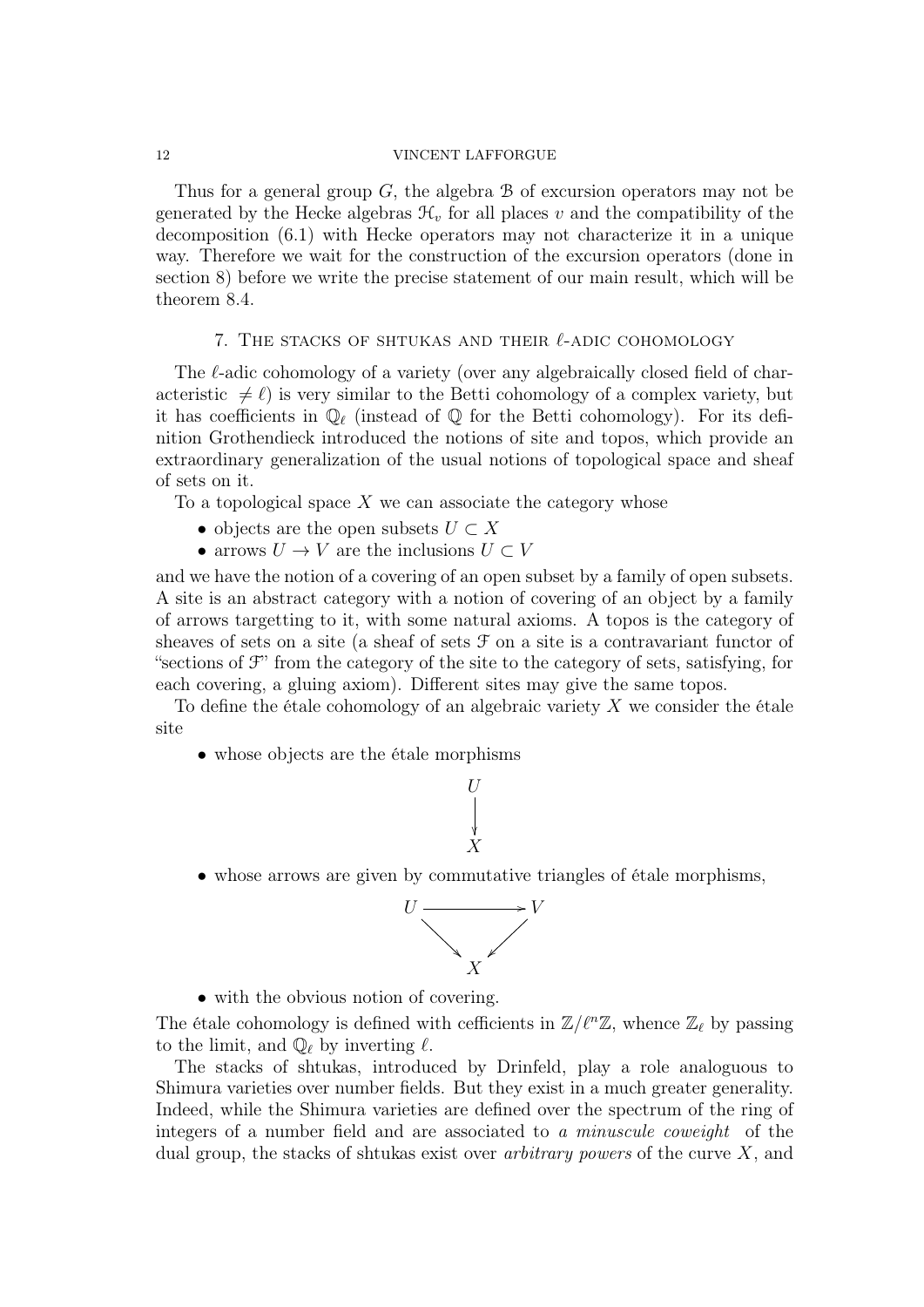Thus for a general group $G$, the algebra $\mathcal{B}$ of excursion operators may not be generated by the Hecke algebras $\mathcal{H}_v$ for all places $v$ and the compatibility of the decomposition (6.1) with Hecke operators may not characterize it in a unique way. Therefore we wait for the construction of the excursion operators (done in section 8) before we write the precise statement of our main result, which will be theorem 8.4.

## 7. The stacks of shtukas and their $\ell$-adic cohomology

The $\ell$-adic cohomology of a variety (over any algebraically closed field of characteristic $\neq \ell$) is very similar to the Betti cohomology of a complex variety, but it has coefficients in $\mathbb{Q}_\ell$ (instead of $\mathbb{Q}$ for the Betti cohomology). For its definition Grothendieck introduced the notions of site and topos, which provide an extraordinary generalization of the usual notions of topological space and sheaf of sets on it.

To a topological space $X$ we can associate the category whose

- objects are the open subsets $U \subset X$
- arrows $U \to V$ are the inclusions $U \subset V$

and we have the notion of a covering of an open subset by a family of open subsets. A site is an abstract category with a notion of covering of an object by a family of arrows targetting to it, with some natural axioms. A topos is the category of sheaves of sets on a site (a sheaf of sets $\mathcal{F}$ on a site is a contravariant functor of "sections of $\mathcal{F}$" from the category of the site to the category of sets, satisfying, for each covering, a gluing axiom). Different sites may give the same topos.

To define the étale cohomology of an algebraic variety $X$ we consider the étale site

- whose objects are the étale morphisms

$$\begin{array}{c} U \\ \downarrow \\ X \end{array}$$

- whose arrows are given by commutative triangles of étale morphisms,

$$\begin{array}{ccc} U & \longrightarrow & V \\ & \searrow \quad \swarrow & \\ & X & \end{array}$$

- with the obvious notion of covering.

The étale cohomology is defined with cefficients in $\mathbb{Z}/\ell^n\mathbb{Z}$, whence $\mathbb{Z}_\ell$ by passing to the limit, and $\mathbb{Q}_\ell$ by inverting $\ell$.

The stacks of shtukas, introduced by Drinfeld, play a role analoguous to Shimura varieties over number fields. But they exist in a much greater generality. Indeed, while the Shimura varieties are defined over the spectrum of the ring of integers of a number field and are associated to *a minuscule coweight* of the dual group, the stacks of shtukas exist over *arbitrary powers* of the curve $X$, and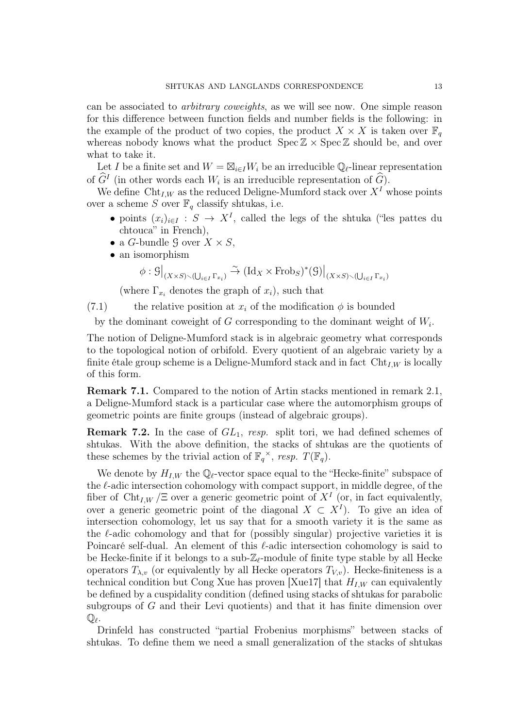can be associated to *arbitrary coweights*, as we will see now. One simple reason for this difference between function fields and number fields is the following: in the example of the product of two copies, the product $X \times X$ is taken over $\mathbb{F}_q$ whereas nobody knows what the product $\operatorname{Spec} \mathbb{Z} \times \operatorname{Spec} \mathbb{Z}$ should be, and over what to take it.

Let $I$ be a finite set and $W = \boxtimes_{i \in I} W_i$ be an irreducible $\mathbb{Q}_\ell$-linear representation of $\widehat{G}^I$ (in other words each $W_i$ is an irreducible representation of $\widehat{G}$).

We define $\operatorname{Cht}_{I,W}$ as the reduced Deligne-Mumford stack over $X^I$ whose points over a scheme $S$ over $\mathbb{F}_q$ classify shtukas, i.e.

- points $(x_i)_{i \in I} : S \to X^I$, called the legs of the shtuka ("les pattes du chtouca" in French),
- a $G$-bundle $\mathcal{G}$ over $X \times S$,
- an isomorphism

$$\phi : \mathcal{G}\big|_{(X \times S) \smallsetminus (\bigcup_{i \in I} \Gamma_{x_i})} \xrightarrow{\sim} (\operatorname{Id}_X \times \operatorname{Frob}_S)^*(\mathcal{G})\big|_{(X \times S) \smallsetminus (\bigcup_{i \in I} \Gamma_{x_i})}$$

  (where $\Gamma_{x_i}$ denotes the graph of $x_i$), such that

(7.1) the relative position at $x_i$ of the modification $\phi$ is bounded by the dominant coweight of $G$ corresponding to the dominant weight of $W_i$.

The notion of Deligne-Mumford stack is in algebraic geometry what corresponds to the topological notion of orbifold. Every quotient of an algebraic variety by a finite étale group scheme is a Deligne-Mumford stack and in fact $\operatorname{Cht}_{I,W}$ is locally of this form.

**Remark 7.1.** Compared to the notion of Artin stacks mentioned in remark 2.1, a Deligne-Mumford stack is a particular case where the automorphism groups of geometric points are finite groups (instead of algebraic groups).

**Remark 7.2.** In the case of $GL_1$, *resp.* split tori, we had defined schemes of shtukas. With the above definition, the stacks of shtukas are the quotients of these schemes by the trivial action of $\mathbb{F}_q^\times$, *resp.* $T(\mathbb{F}_q)$.

We denote by $H_{I,W}$ the $\mathbb{Q}_\ell$-vector space equal to the "Hecke-finite" subspace of the $\ell$-adic intersection cohomology with compact support, in middle degree, of the fiber of $\operatorname{Cht}_{I,W} / \Xi$ over a generic geometric point of $X^I$ (or, in fact equivalently, over a generic geometric point of the diagonal $X \subset X^I$). To give an idea of intersection cohomology, let us say that for a smooth variety it is the same as the $\ell$-adic cohomology and that for (possibly singular) projective varieties it is Poincaré self-dual. An element of this $\ell$-adic intersection cohomology is said to be Hecke-finite if it belongs to a sub-$\mathbb{Z}_\ell$-module of finite type stable by all Hecke operators $T_{\lambda,v}$ (or equivalently by all Hecke operators $T_{V,v}$). Hecke-finiteness is a technical condition but Cong Xue has proven [Xue17] that $H_{I,W}$ can equivalently be defined by a cuspidality condition (defined using stacks of shtukas for parabolic subgroups of $G$ and their Levi quotients) and that it has finite dimension over $\mathbb{Q}_\ell$.

Drinfeld has constructed "partial Frobenius morphisms" between stacks of shtukas. To define them we need a small generalization of the stacks of shtukas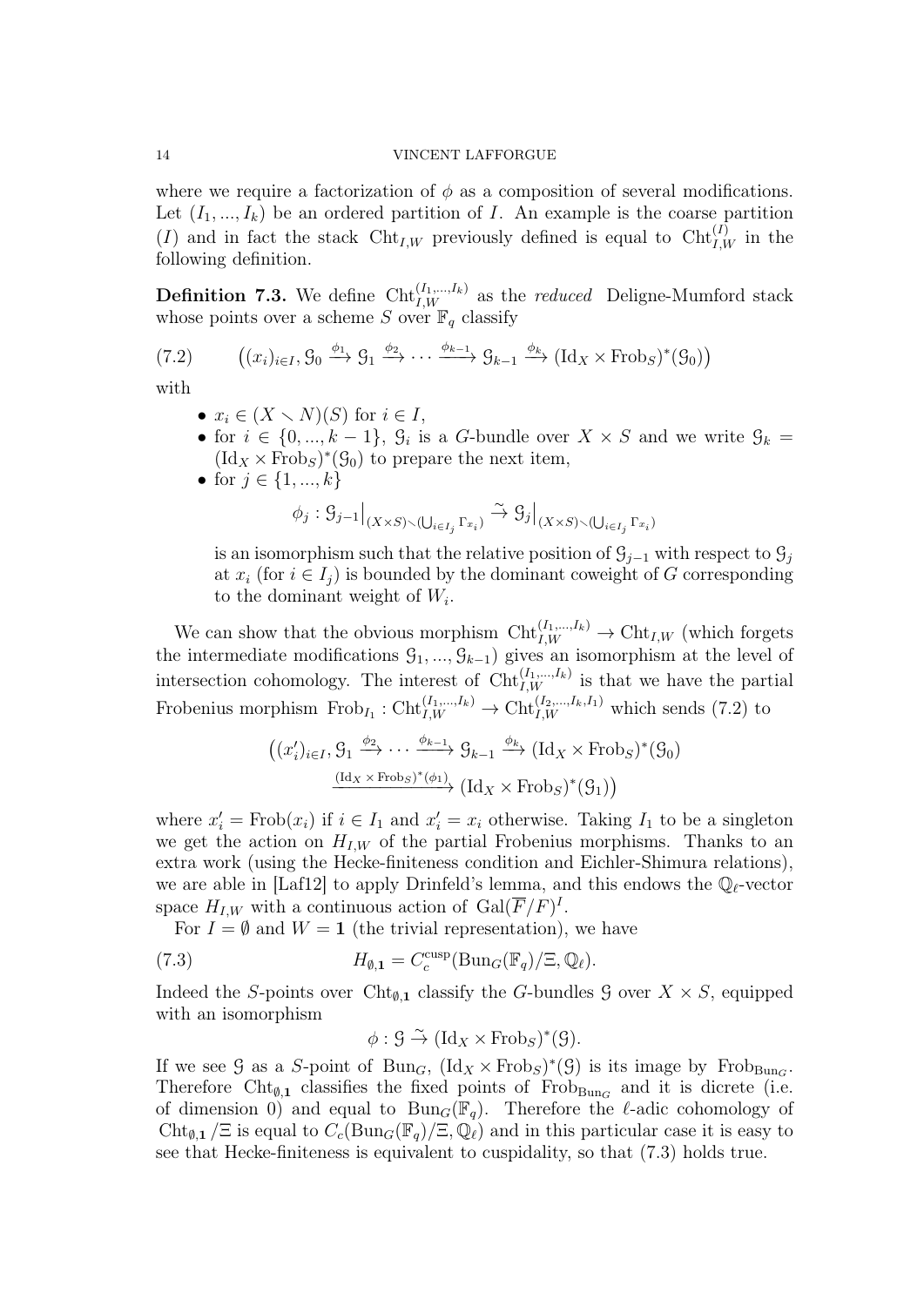where we require a factorization of $\phi$ as a composition of several modifications. Let $(I_1, ..., I_k)$ be an ordered partition of $I$. An example is the coarse partition $(I)$ and in fact the stack $\mathrm{Cht}_{I,W}$ previously defined is equal to $\mathrm{Cht}_{I,W}^{(I)}$ in the following definition.

**Definition 7.3.** We define $\mathrm{Cht}_{I,W}^{(I_1,...,I_k)}$ as the *reduced* Deligne-Mumford stack whose points over a scheme $S$ over $\mathbb{F}_q$ classify

$$\big((x_i)_{i\in I}, \mathcal{G}_0 \xrightarrow{\phi_1} \mathcal{G}_1 \xrightarrow{\phi_2} \cdots \xrightarrow{\phi_{k-1}} \mathcal{G}_{k-1} \xrightarrow{\phi_k} (\mathrm{Id}_X \times \mathrm{Frob}_S)^*(\mathcal{G}_0)\big) \tag{7.2}$$

with

- $x_i \in (X \smallsetminus N)(S)$ for $i \in I$,
- for $i \in \{0, ..., k-1\}$, $\mathcal{G}_i$ is a $G$-bundle over $X \times S$ and we write $\mathcal{G}_k = (\mathrm{Id}_X \times \mathrm{Frob}_S)^*(\mathcal{G}_0)$ to prepare the next item,
- for $j \in \{1, ..., k\}$

$$\phi_j : \mathcal{G}_{j-1}\big|_{(X\times S)\smallsetminus(\bigcup_{i\in I_j}\Gamma_{x_i})} \xrightarrow{\sim} \mathcal{G}_j\big|_{(X\times S)\smallsetminus(\bigcup_{i\in I_j}\Gamma_{x_i})}$$

  is an isomorphism such that the relative position of $\mathcal{G}_{j-1}$ with respect to $\mathcal{G}_j$ at $x_i$ (for $i \in I_j$) is bounded by the dominant coweight of $G$ corresponding to the dominant weight of $W_i$.

We can show that the obvious morphism $\mathrm{Cht}_{I,W}^{(I_1,...,I_k)} \to \mathrm{Cht}_{I,W}$ (which forgets the intermediate modifications $\mathcal{G}_1, ..., \mathcal{G}_{k-1}$) gives an isomorphism at the level of intersection cohomology. The interest of $\mathrm{Cht}_{I,W}^{(I_1,...,I_k)}$ is that we have the partial Frobenius morphism $\mathrm{Frob}_{I_1} : \mathrm{Cht}_{I,W}^{(I_1,...,I_k)} \to \mathrm{Cht}_{I,W}^{(I_2,...,I_k,I_1)}$ which sends (7.2) to

$$\big((x_i')_{i\in I}, \mathcal{G}_1 \xrightarrow{\phi_2} \cdots \xrightarrow{\phi_{k-1}} \mathcal{G}_{k-1} \xrightarrow{\phi_k} (\mathrm{Id}_X \times \mathrm{Frob}_S)^*(\mathcal{G}_0) \\ \xrightarrow{(\mathrm{Id}_X \times \mathrm{Frob}_S)^*(\phi_1)} (\mathrm{Id}_X \times \mathrm{Frob}_S)^*(\mathcal{G}_1)\big)$$

where $x_i' = \mathrm{Frob}(x_i)$ if $i \in I_1$ and $x_i' = x_i$ otherwise. Taking $I_1$ to be a singleton we get the action on $H_{I,W}$ of the partial Frobenius morphisms. Thanks to an extra work (using the Hecke-finiteness condition and Eichler-Shimura relations), we are able in [Laf12] to apply Drinfeld's lemma, and this endows the $\mathbb{Q}_\ell$-vector space $H_{I,W}$ with a continuous action of $\mathrm{Gal}(\overline{F}/F)^I$.

For $I = \emptyset$ and $W = \mathbf{1}$ (the trivial representation), we have

$$H_{\emptyset,\mathbf{1}} = C_c^{\mathrm{cusp}}(\mathrm{Bun}_G(\mathbb{F}_q)/\Xi, \mathbb{Q}_\ell). \tag{7.3}$$

Indeed the $S$-points over $\mathrm{Cht}_{\emptyset,\mathbf{1}}$ classify the $G$-bundles $\mathcal{G}$ over $X \times S$, equipped with an isomorphism

$$\phi : \mathcal{G} \xrightarrow{\sim} (\mathrm{Id}_X \times \mathrm{Frob}_S)^*(\mathcal{G}).$$

If we see $\mathcal{G}$ as a $S$-point of $\mathrm{Bun}_G$, $(\mathrm{Id}_X \times \mathrm{Frob}_S)^*(\mathcal{G})$ is its image by $\mathrm{Frob}_{\mathrm{Bun}_G}$. Therefore $\mathrm{Cht}_{\emptyset,\mathbf{1}}$ classifies the fixed points of $\mathrm{Frob}_{\mathrm{Bun}_G}$ and it is dicrete (i.e. of dimension 0) and equal to $\mathrm{Bun}_G(\mathbb{F}_q)$. Therefore the $\ell$-adic cohomology of $\mathrm{Cht}_{\emptyset,\mathbf{1}}/\Xi$ is equal to $C_c(\mathrm{Bun}_G(\mathbb{F}_q)/\Xi, \mathbb{Q}_\ell)$ and in this particular case it is easy to see that Hecke-finiteness is equivalent to cuspidality, so that (7.3) holds true.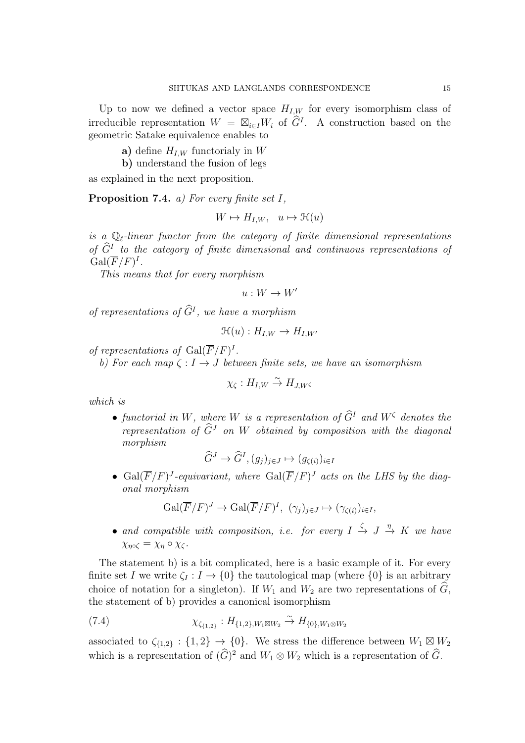Up to now we defined a vector space $H_{I,W}$ for every isomorphism class of irreducible representation $W = \boxtimes_{i\in I} W_i$ of $\widehat{G}^I$. A construction based on the geometric Satake equivalence enables to

**a)** define $H_{I,W}$ functorialy in $W$

**b)** understand the fusion of legs

as explained in the next proposition.

**Proposition 7.4.** *a) For every finite set $I$,*

$$W \mapsto H_{I,W}, \quad u \mapsto \mathcal{H}(u)$$

*is a $\mathbb{Q}_\ell$-linear functor from the category of finite dimensional representations of $\widehat{G}^I$ to the category of finite dimensional and continuous representations of $\mathrm{Gal}(\overline{F}/F)^I$.*

*This means that for every morphism*

$$u : W \to W'$$

*of representations of $\widehat{G}^I$, we have a morphism*

$$\mathcal{H}(u) : H_{I,W} \to H_{I,W'}$$

*of representations of $\mathrm{Gal}(\overline{F}/F)^I$.*

*b) For each map $\zeta : I \to J$ between finite sets, we have an isomorphism*

$$\chi_\zeta : H_{I,W} \xrightarrow{\sim} H_{J,W^\zeta}$$

*which is*

- *functorial in $W$, where $W$ is a representation of $\widehat{G}^I$ and $W^\zeta$ denotes the representation of $\widehat{G}^J$ on $W$ obtained by composition with the diagonal morphism*

$$\widehat{G}^J \to \widehat{G}^I, (g_j)_{j\in J} \mapsto (g_{\zeta(i)})_{i\in I}$$

- *$\mathrm{Gal}(\overline{F}/F)^J$-equivariant, where $\mathrm{Gal}(\overline{F}/F)^J$ acts on the LHS by the diagonal morphism*

$$\mathrm{Gal}(\overline{F}/F)^J \to \mathrm{Gal}(\overline{F}/F)^I, \ (\gamma_j)_{j\in J} \mapsto (\gamma_{\zeta(i)})_{i\in I},$$

- *and compatible with composition, i.e. for every $I \xrightarrow{\zeta} J \xrightarrow{\eta} K$ we have $\chi_{\eta\circ\zeta} = \chi_\eta \circ \chi_\zeta$.*

The statement b) is a bit complicated, here is a basic example of it. For every finite set $I$ we write $\zeta_I : I \to \{0\}$ the tautological map (where $\{0\}$ is an arbitrary choice of notation for a singleton). If $W_1$ and $W_2$ are two representations of $\widehat{G}$, the statement of b) provides a canonical isomorphism

$$\chi_{\zeta_{\{1,2\}}} : H_{\{1,2\},W_1\boxtimes W_2} \xrightarrow{\sim} H_{\{0\},W_1\otimes W_2} \tag{7.4}$$

associated to $\zeta_{\{1,2\}} : \{1,2\} \to \{0\}$. We stress the difference between $W_1 \boxtimes W_2$ which is a representation of $(\widehat{G})^2$ and $W_1 \otimes W_2$ which is a representation of $\widehat{G}$.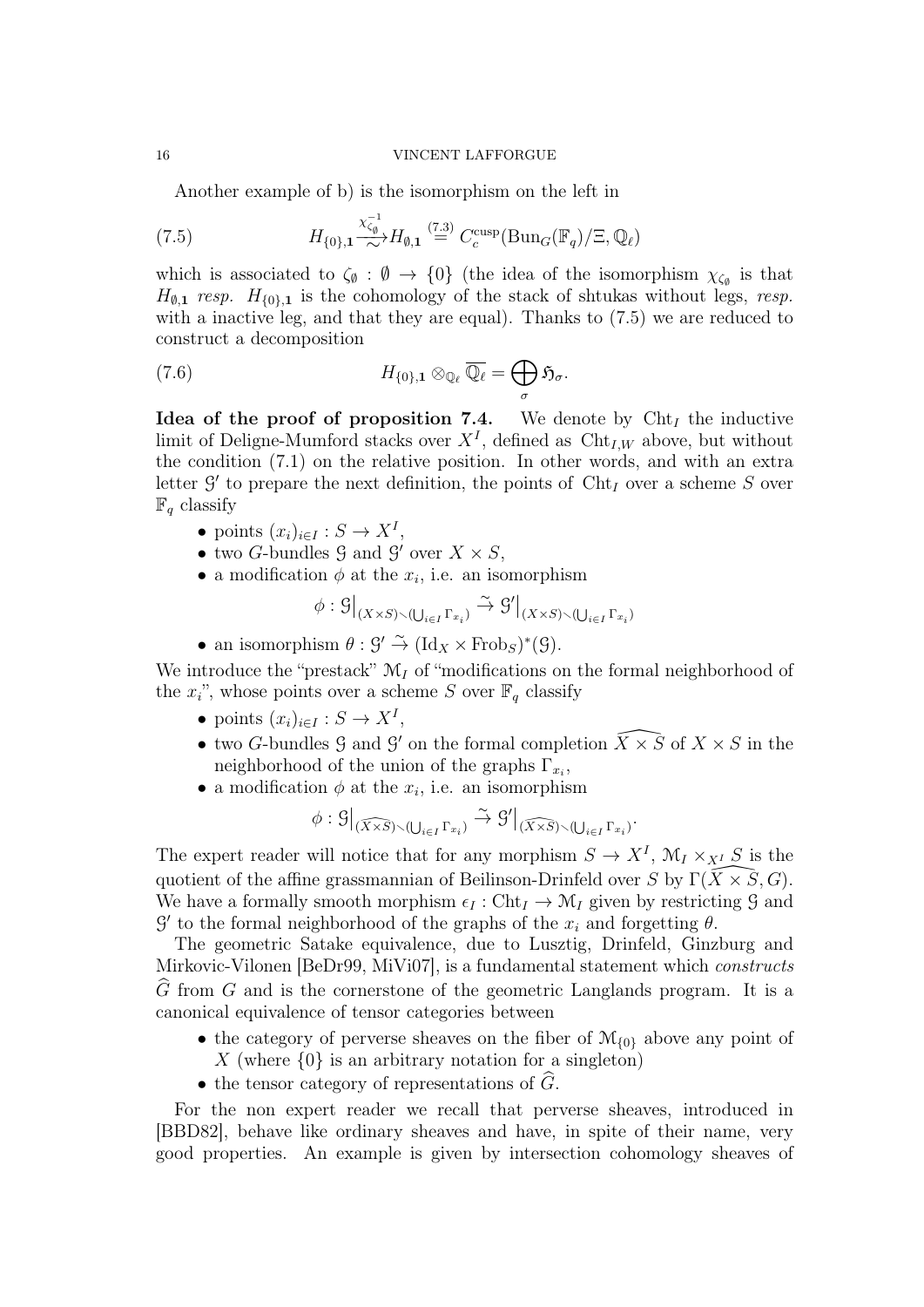Another example of b) is the isomorphism on the left in

$$H_{\{0\},\mathbf{1}} \overset{\chi_{\zeta_\emptyset}^{-1}}{\xrightarrow{\sim}} H_{\emptyset,\mathbf{1}} \overset{(7.3)}{=} C_c^{\mathrm{cusp}}(\mathrm{Bun}_G(\mathbb{F}_q)/\Xi, \mathbb{Q}_\ell) \tag{7.5}$$

which is associated to $\zeta_\emptyset : \emptyset \to \{0\}$ (the idea of the isomorphism $\chi_{\zeta_\emptyset}$ is that $H_{\emptyset,\mathbf{1}}$ *resp.* $H_{\{0\},\mathbf{1}}$ is the cohomology of the stack of shtukas without legs, *resp.* with a inactive leg, and that they are equal). Thanks to (7.5) we are reduced to construct a decomposition

$$H_{\{0\},\mathbf{1}} \otimes_{\mathbb{Q}_\ell} \overline{\mathbb{Q}_\ell} = \bigoplus_\sigma \mathfrak{H}_\sigma. \tag{7.6}$$

**Idea of the proof of proposition 7.4.** We denote by $\mathrm{Cht}_I$ the inductive limit of Deligne-Mumford stacks over $X^I$, defined as $\mathrm{Cht}_{I,W}$ above, but without the condition (7.1) on the relative position. In other words, and with an extra letter $\mathcal{G}'$ to prepare the next definition, the points of $\mathrm{Cht}_I$ over a scheme $S$ over $\mathbb{F}_q$ classify

- points $(x_i)_{i\in I} : S \to X^I$,
- two $G$-bundles $\mathcal{G}$ and $\mathcal{G}'$ over $X \times S$,
- a modification $\phi$ at the $x_i$, i.e. an isomorphism

$$\phi : \mathcal{G}\big|_{(X\times S)\smallsetminus(\bigcup_{i\in I}\Gamma_{x_i})} \xrightarrow{\sim} \mathcal{G}'\big|_{(X\times S)\smallsetminus(\bigcup_{i\in I}\Gamma_{x_i})}$$

- an isomorphism $\theta : \mathcal{G}' \xrightarrow{\sim} (\mathrm{Id}_X \times \mathrm{Frob}_S)^*(\mathcal{G})$.

We introduce the "prestack" $\mathcal{M}_I$ of "modifications on the formal neighborhood of the $x_i$", whose points over a scheme $S$ over $\mathbb{F}_q$ classify

- points $(x_i)_{i\in I} : S \to X^I$,
- two $G$-bundles $\mathcal{G}$ and $\mathcal{G}'$ on the formal completion $\widehat{X \times S}$ of $X \times S$ in the neighborhood of the union of the graphs $\Gamma_{x_i}$,
- a modification $\phi$ at the $x_i$, i.e. an isomorphism

$$\phi : \mathcal{G}\big|_{(\widehat{X\times S})\smallsetminus(\bigcup_{i\in I}\Gamma_{x_i})} \xrightarrow{\sim} \mathcal{G}'\big|_{(\widehat{X\times S})\smallsetminus(\bigcup_{i\in I}\Gamma_{x_i})}.$$

The expert reader will notice that for any morphism $S \to X^I$, $\mathcal{M}_I \times_{X^I} S$ is the quotient of the affine grassmannian of Beilinson-Drinfeld over $S$ by $\Gamma(\widehat{X \times S}, G)$. We have a formally smooth morphism $\epsilon_I : \mathrm{Cht}_I \to \mathcal{M}_I$ given by restricting $\mathcal{G}$ and $\mathcal{G}'$ to the formal neighborhood of the graphs of the $x_i$ and forgetting $\theta$.

The geometric Satake equivalence, due to Lusztig, Drinfeld, Ginzburg and Mirkovic-Vilonen [BeDr99, MiVi07], is a fundamental statement which *constructs* $\widehat{G}$ from $G$ and is the cornerstone of the geometric Langlands program. It is a canonical equivalence of tensor categories between

- the category of perverse sheaves on the fiber of $\mathcal{M}_{\{0\}}$ above any point of $X$ (where $\{0\}$ is an arbitrary notation for a singleton)
- the tensor category of representations of $\widehat{G}$.

For the non expert reader we recall that perverse sheaves, introduced in [BBD82], behave like ordinary sheaves and have, in spite of their name, very good properties. An example is given by intersection cohomology sheaves of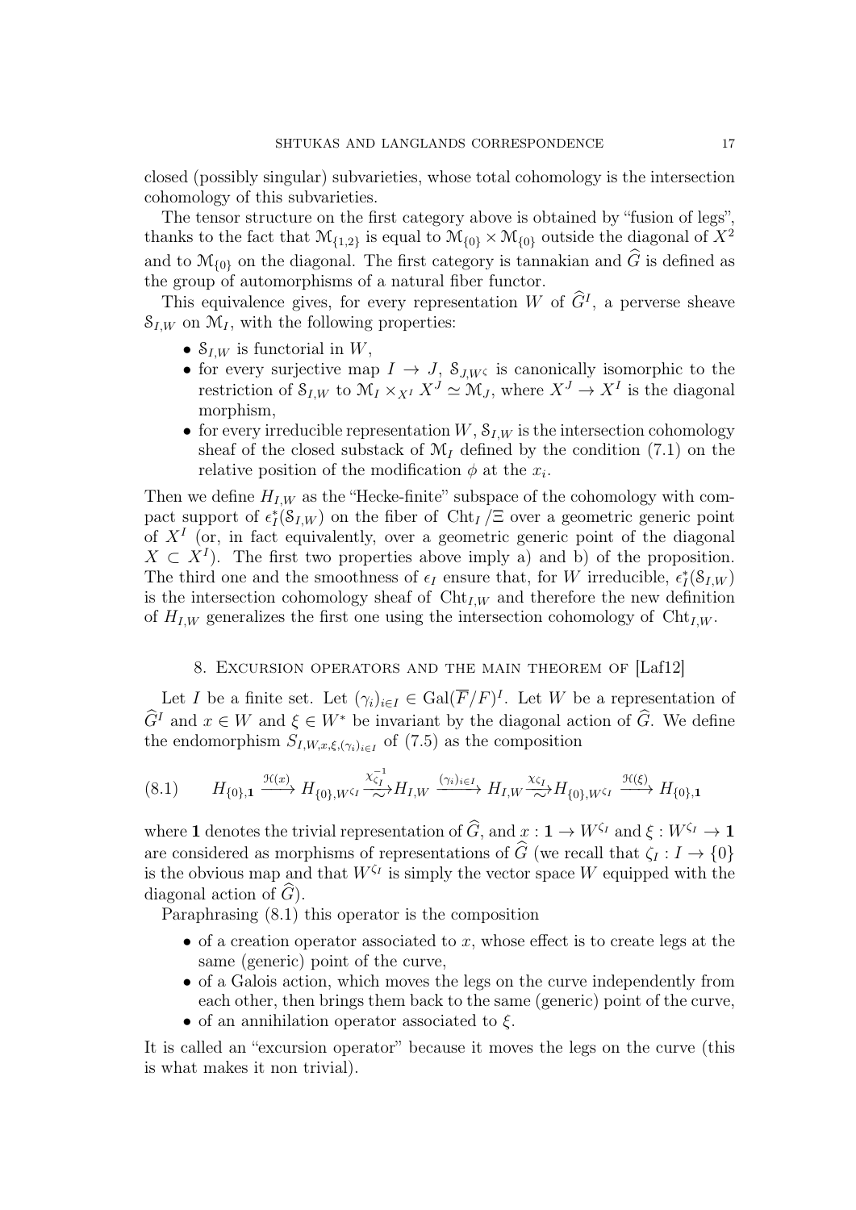closed (possibly singular) subvarieties, whose total cohomology is the intersection cohomology of this subvarieties.

The tensor structure on the first category above is obtained by "fusion of legs", thanks to the fact that $\mathcal{M}_{\{1,2\}}$ is equal to $\mathcal{M}_{\{0\}} \times \mathcal{M}_{\{0\}}$ outside the diagonal of $X^2$ and to $\mathcal{M}_{\{0\}}$ on the diagonal. The first category is tannakian and $\widehat{G}$ is defined as the group of automorphisms of a natural fiber functor.

This equivalence gives, for every representation $W$ of $\widehat{G}^I$, a perverse sheave $\mathcal{S}_{I,W}$ on $\mathcal{M}_I$, with the following properties:

- $\mathcal{S}_{I,W}$ is functorial in $W$,
- for every surjective map $I \to J$, $\mathcal{S}_{J,W^\zeta}$ is canonically isomorphic to the restriction of $\mathcal{S}_{I,W}$ to $\mathcal{M}_I \times_{X^I} X^J \simeq \mathcal{M}_J$, where $X^J \to X^I$ is the diagonal morphism,
- for every irreducible representation $W$, $\mathcal{S}_{I,W}$ is the intersection cohomology sheaf of the closed substack of $\mathcal{M}_I$ defined by the condition (7.1) on the relative position of the modification $\phi$ at the $x_i$.

Then we define $H_{I,W}$ as the "Hecke-finite" subspace of the cohomology with compact support of $\epsilon_I^*(\mathcal{S}_{I,W})$ on the fiber of $\mathrm{Cht}_I/\Xi$ over a geometric generic point of $X^I$ (or, in fact equivalently, over a geometric generic point of the diagonal $X \subset X^I$). The first two properties above imply a) and b) of the proposition. The third one and the smoothness of $\epsilon_I$ ensure that, for $W$ irreducible, $\epsilon_I^*(\mathcal{S}_{I,W})$ is the intersection cohomology sheaf of $\mathrm{Cht}_{I,W}$ and therefore the new definition of $H_{I,W}$ generalizes the first one using the intersection cohomology of $\mathrm{Cht}_{I,W}$.

## 8. Excursion operators and the main theorem of [Laf12]

Let $I$ be a finite set. Let $(\gamma_i)_{i\in I} \in \mathrm{Gal}(\overline{F}/F)^I$. Let $W$ be a representation of $\widehat{G}^I$ and $x \in W$ and $\xi \in W^*$ be invariant by the diagonal action of $\widehat{G}$. We define the endomorphism $S_{I,W,x,\xi,(\gamma_i)_{i\in I}}$ of (7.5) as the composition

$$(8.1) \qquad H_{\{0\},\mathbf{1}} \xrightarrow{\mathcal{H}(x)} H_{\{0\},W^{\zeta_I}} \underset{\sim}{\xrightarrow{\chi_{\zeta_I}^{-1}}} H_{I,W} \xrightarrow{(\gamma_i)_{i\in I}} H_{I,W} \underset{\sim}{\xrightarrow{\chi_{\zeta_I}}} H_{\{0\},W^{\zeta_I}} \xrightarrow{\mathcal{H}(\xi)} H_{\{0\},\mathbf{1}}$$

where $\mathbf{1}$ denotes the trivial representation of $\widehat{G}$, and $x : \mathbf{1} \to W^{\zeta_I}$ and $\xi : W^{\zeta_I} \to \mathbf{1}$ are considered as morphisms of representations of $\widehat{G}$ (we recall that $\zeta_I : I \to \{0\}$ is the obvious map and that $W^{\zeta_I}$ is simply the vector space $W$ equipped with the diagonal action of $\widehat{G}$).

Paraphrasing (8.1) this operator is the composition

- of a creation operator associated to $x$, whose effect is to create legs at the same (generic) point of the curve,
- of a Galois action, which moves the legs on the curve independently from each other, then brings them back to the same (generic) point of the curve,
- of an annihilation operator associated to $\xi$.

It is called an "excursion operator" because it moves the legs on the curve (this is what makes it non trivial).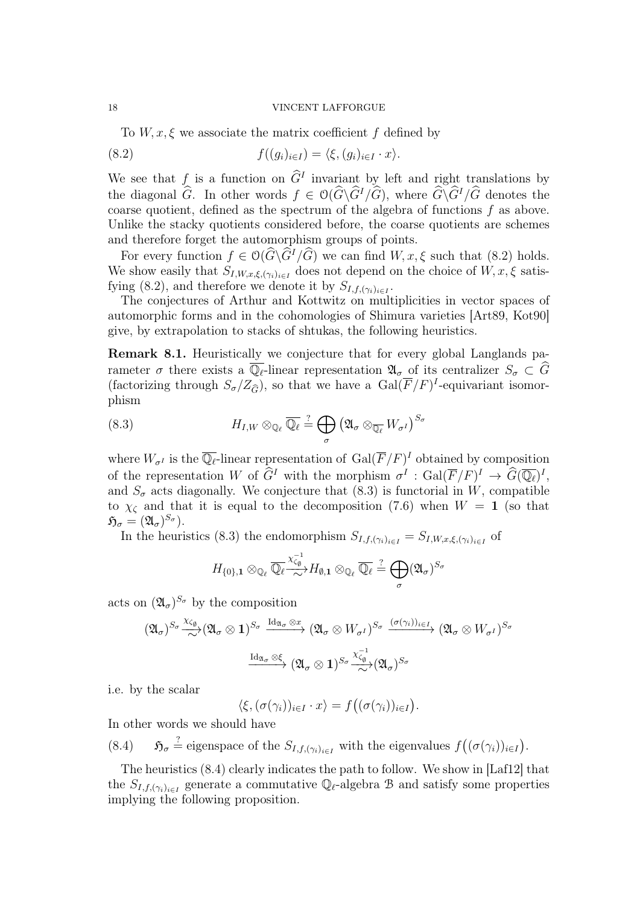To $W, x, \xi$ we associate the matrix coefficient $f$ defined by

$$f((g_i)_{i\in I}) = \langle \xi, (g_i)_{i\in I} \cdot x\rangle. \tag{8.2}$$

We see that $f$ is a function on $\widehat{G}^I$ invariant by left and right translations by the diagonal $\widehat{G}$. In other words $f \in \mathcal{O}(\widehat{G}\backslash \widehat{G}^I/\widehat{G})$, where $\widehat{G}\backslash \widehat{G}^I/\widehat{G}$ denotes the coarse quotient, defined as the spectrum of the algebra of functions $f$ as above. Unlike the stacky quotients considered before, the coarse quotients are schemes and therefore forget the automorphism groups of points.

For every function $f \in \mathcal{O}(\widehat{G}\backslash \widehat{G}^I/\widehat{G})$ we can find $W, x, \xi$ such that (8.2) holds. We show easily that $S_{I,W,x,\xi,(\gamma_i)_{i\in I}}$ does not depend on the choice of $W, x, \xi$ satisfying (8.2), and therefore we denote it by $S_{I,f,(\gamma_i)_{i\in I}}$.

The conjectures of Arthur and Kottwitz on multiplicities in vector spaces of automorphic forms and in the cohomologies of Shimura varieties [Art89, Kot90] give, by extrapolation to stacks of shtukas, the following heuristics.

**Remark 8.1.** Heuristically we conjecture that for every global Langlands parameter $\sigma$ there exists a $\overline{\mathbb{Q}_\ell}$-linear representation $\mathfrak{A}_\sigma$ of its centralizer $S_\sigma \subset \widehat{G}$ (factorizing through $S_\sigma/Z_{\widehat{G}}$), so that we have a $\mathrm{Gal}(\overline{F}/F)^I$-equivariant isomorphism

$$H_{I,W} \otimes_{\mathbb{Q}_\ell} \overline{\mathbb{Q}_\ell} \overset{?}{=} \bigoplus_\sigma \big(\mathfrak{A}_\sigma \otimes_{\overline{\mathbb{Q}_\ell}} W_{\sigma^I}\big)^{S_\sigma} \tag{8.3}$$

where $W_{\sigma^I}$ is the $\overline{\mathbb{Q}_\ell}$-linear representation of $\mathrm{Gal}(\overline{F}/F)^I$ obtained by composition of the representation $W$ of $\widehat{G}^I$ with the morphism $\sigma^I : \mathrm{Gal}(\overline{F}/F)^I \to \widehat{G}(\overline{\mathbb{Q}_\ell})^I$, and $S_\sigma$ acts diagonally. We conjecture that (8.3) is functorial in $W$, compatible to $\chi_\zeta$ and that it is equal to the decomposition (7.6) when $W = \mathbf{1}$ (so that $\mathfrak{H}_\sigma = (\mathfrak{A}_\sigma)^{S_\sigma}$).

In the heuristics (8.3) the endomorphism $S_{I,f,(\gamma_i)_{i\in I}} = S_{I,W,x,\xi,(\gamma_i)_{i\in I}}$ of

$$H_{\{0\},\mathbf{1}} \otimes_{\mathbb{Q}_\ell} \overline{\mathbb{Q}_\ell} \xrightarrow[\sim]{\chi_{\zeta_\emptyset}^{-1}} H_{\emptyset,\mathbf{1}} \otimes_{\mathbb{Q}_\ell} \overline{\mathbb{Q}_\ell} \overset{?}{=} \bigoplus_\sigma (\mathfrak{A}_\sigma)^{S_\sigma}$$

acts on $(\mathfrak{A}_\sigma)^{S_\sigma}$ by the composition

$$(\mathfrak{A}_\sigma)^{S_\sigma} \xrightarrow[\sim]{\chi_{\zeta_\emptyset}} (\mathfrak{A}_\sigma \otimes \mathbf{1})^{S_\sigma} \xrightarrow{\mathrm{Id}_{\mathfrak{A}_\sigma} \otimes x} (\mathfrak{A}_\sigma \otimes W_{\sigma^I})^{S_\sigma} \xrightarrow{(\sigma(\gamma_i))_{i\in I}} (\mathfrak{A}_\sigma \otimes W_{\sigma^I})^{S_\sigma}$$

$$\xrightarrow{\mathrm{Id}_{\mathfrak{A}_\sigma} \otimes \xi} (\mathfrak{A}_\sigma \otimes \mathbf{1})^{S_\sigma} \xrightarrow[\sim]{\chi_{\zeta_\emptyset}^{-1}} (\mathfrak{A}_\sigma)^{S_\sigma}$$

i.e. by the scalar

$$\langle \xi, (\sigma(\gamma_i))_{i\in I} \cdot x\rangle = f\big((\sigma(\gamma_i))_{i\in I}\big).$$

In other words we should have

$$\mathfrak{H}_\sigma \overset{?}{=} \text{eigenspace of the } S_{I,f,(\gamma_i)_{i\in I}} \text{ with the eigenvalues } f\big((\sigma(\gamma_i))_{i\in I}\big). \tag{8.4}$$

The heuristics (8.4) clearly indicates the path to follow. We show in [Laf12] that the $S_{I,f,(\gamma_i)_{i\in I}}$ generate a commutative $\mathbb{Q}_\ell$-algebra $\mathcal{B}$ and satisfy some properties implying the following proposition.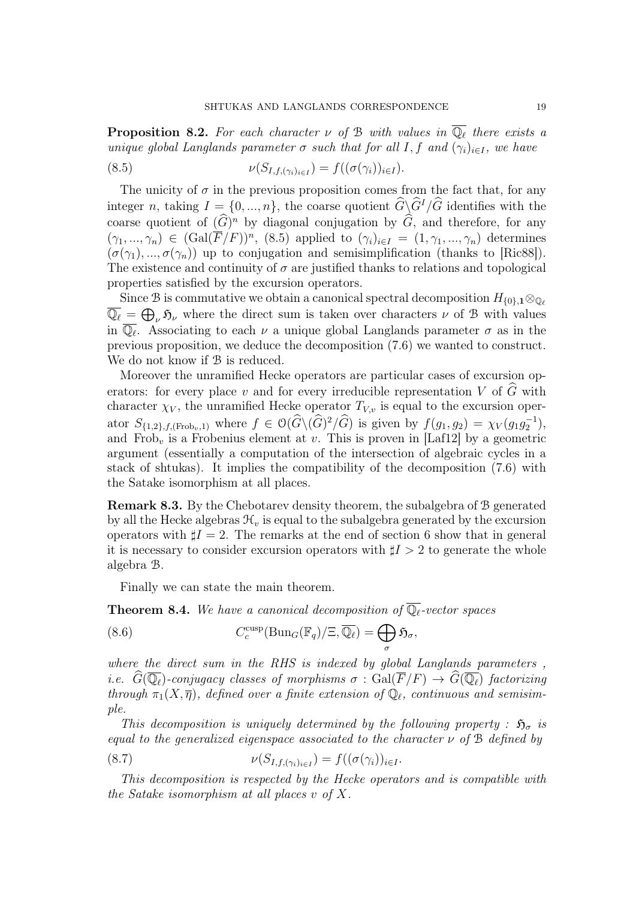**Proposition 8.2.** *For each character $\nu$ of $\mathcal{B}$ with values in $\overline{\mathbb{Q}_\ell}$ there exists a unique global Langlands parameter $\sigma$ such that for all $I, f$ and $(\gamma_i)_{i \in I}$, we have*

$$\nu(S_{I,f,(\gamma_i)_{i\in I}}) = f((\sigma(\gamma_i))_{i\in I}). \tag{8.5}$$

The unicity of $\sigma$ in the previous proposition comes from the fact that, for any integer $n$, taking $I = \{0, ..., n\}$, the coarse quotient $\widehat{G}\backslash \widehat{G}^I/\widehat{G}$ identifies with the coarse quotient of $(\widehat{G})^n$ by diagonal conjugation by $\widehat{G}$, and therefore, for any $(\gamma_1, ..., \gamma_n) \in (\mathrm{Gal}(\overline{F}/F))^n$, (8.5) applied to $(\gamma_i)_{i\in I} = (1, \gamma_1, ..., \gamma_n)$ determines $(\sigma(\gamma_1), ..., \sigma(\gamma_n))$ up to conjugation and semisimplification (thanks to [Ric88]). The existence and continuity of $\sigma$ are justified thanks to relations and topological properties satisfied by the excursion operators.

Since $\mathcal{B}$ is commutative we obtain a canonical spectral decomposition $H_{\{0\},\mathbf{1}} \otimes_{\mathbb{Q}_\ell} \overline{\mathbb{Q}_\ell} = \bigoplus_\nu \mathfrak{H}_\nu$ where the direct sum is taken over characters $\nu$ of $\mathcal{B}$ with values in $\overline{\mathbb{Q}_\ell}$. Associating to each $\nu$ a unique global Langlands parameter $\sigma$ as in the previous proposition, we deduce the decomposition (7.6) we wanted to construct. We do not know if $\mathcal{B}$ is reduced.

Moreover the unramified Hecke operators are particular cases of excursion operators: for every place $v$ and for every irreducible representation $V$ of $\widehat{G}$ with character $\chi_V$, the unramified Hecke operator $T_{V,v}$ is equal to the excursion operator $S_{\{1,2\},f,(\mathrm{Frob}_v,1)}$ where $f \in \mathcal{O}(\widehat{G}\backslash(\widehat{G})^2/\widehat{G})$ is given by $f(g_1, g_2) = \chi_V(g_1 g_2^{-1})$, and $\mathrm{Frob}_v$ is a Frobenius element at $v$. This is proven in [Laf12] by a geometric argument (essentially a computation of the intersection of algebraic cycles in a stack of shtukas). It implies the compatibility of the decomposition (7.6) with the Satake isomorphism at all places.

**Remark 8.3.** By the Chebotarev density theorem, the subalgebra of $\mathcal{B}$ generated by all the Hecke algebras $\mathcal{H}_v$ is equal to the subalgebra generated by the excursion operators with $\sharp I = 2$. The remarks at the end of section 6 show that in general it is necessary to consider excursion operators with $\sharp I > 2$ to generate the whole algebra $\mathcal{B}$.

Finally we can state the main theorem.

**Theorem 8.4.** *We have a canonical decomposition of $\overline{\mathbb{Q}_\ell}$-vector spaces*

$$C_c^{\mathrm{cusp}}(\mathrm{Bun}_G(\mathbb{F}_q)/\Xi, \overline{\mathbb{Q}_\ell}) = \bigoplus_\sigma \mathfrak{H}_\sigma, \tag{8.6}$$

*where the direct sum in the RHS is indexed by global Langlands parameters , i.e. $\widehat{G}(\overline{\mathbb{Q}_\ell})$-conjugacy classes of morphisms $\sigma : \mathrm{Gal}(\overline{F}/F) \to \widehat{G}(\overline{\mathbb{Q}_\ell})$ factorizing through $\pi_1(X, \overline{\eta})$, defined over a finite extension of $\mathbb{Q}_\ell$, continuous and semisimple.*

*This decomposition is uniquely determined by the following property : $\mathfrak{H}_\sigma$ is equal to the generalized eigenspace associated to the character $\nu$ of $\mathcal{B}$ defined by*

$$\nu(S_{I,f,(\gamma_i)_{i\in I}}) = f((\sigma(\gamma_i))_{i\in I}. \tag{8.7}$$

*This decomposition is respected by the Hecke operators and is compatible with the Satake isomorphism at all places $v$ of $X$.*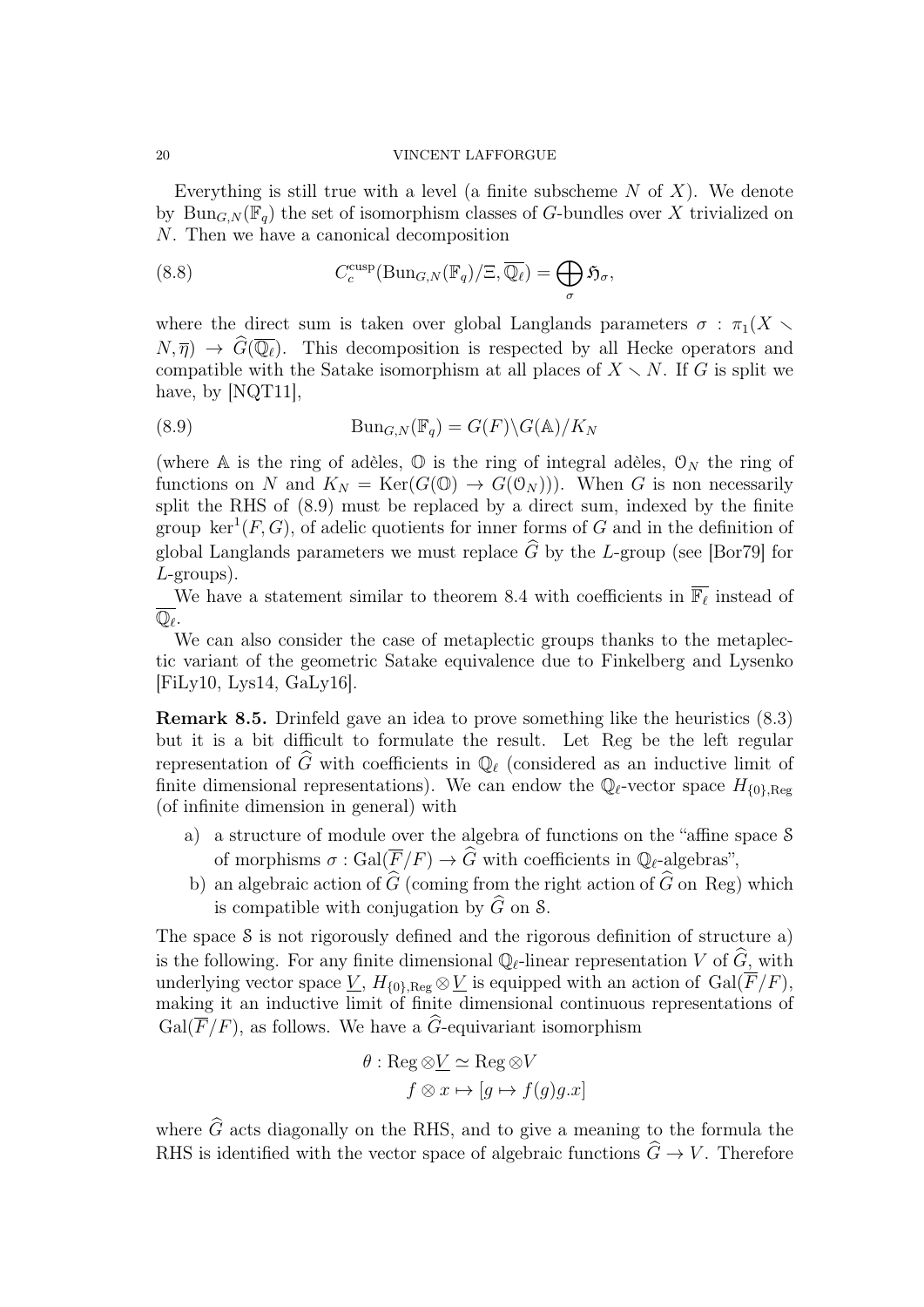Everything is still true with a level (a finite subscheme $N$ of $X$). We denote by $\mathrm{Bun}_{G,N}(\mathbb{F}_q)$ the set of isomorphism classes of $G$-bundles over $X$ trivialized on $N$. Then we have a canonical decomposition

$$C_c^{\mathrm{cusp}}(\mathrm{Bun}_{G,N}(\mathbb{F}_q)/\Xi, \overline{\mathbb{Q}_\ell}) = \bigoplus_\sigma \mathfrak{H}_\sigma, \tag{8.8}$$

where the direct sum is taken over global Langlands parameters $\sigma : \pi_1(X \smallsetminus N, \overline{\eta}) \to \widehat{G}(\overline{\mathbb{Q}_\ell})$. This decomposition is respected by all Hecke operators and compatible with the Satake isomorphism at all places of $X \smallsetminus N$. If $G$ is split we have, by [NQT11],

$$\mathrm{Bun}_{G,N}(\mathbb{F}_q) = G(F)\backslash G(\mathbb{A})/K_N \tag{8.9}$$

(where $\mathbb{A}$ is the ring of adèles, $\mathbb{O}$ is the ring of integral adèles, $\mathcal{O}_N$ the ring of functions on $N$ and $K_N = \mathrm{Ker}(G(\mathbb{O}) \to G(\mathcal{O}_N))$). When $G$ is non necessarily split the RHS of (8.9) must be replaced by a direct sum, indexed by the finite group $\ker^1(F, G)$, of adelic quotients for inner forms of $G$ and in the definition of global Langlands parameters we must replace $\widehat{G}$ by the $L$-group (see [Bor79] for $L$-groups).

We have a statement similar to theorem 8.4 with coefficients in $\overline{\mathbb{F}_\ell}$ instead of $\overline{\mathbb{Q}_\ell}$.

We can also consider the case of metaplectic groups thanks to the metaplectic variant of the geometric Satake equivalence due to Finkelberg and Lysenko [FiLy10, Lys14, GaLy16].

**Remark 8.5.** Drinfeld gave an idea to prove something like the heuristics (8.3) but it is a bit difficult to formulate the result. Let Reg be the left regular representation of $\widehat{G}$ with coefficients in $\mathbb{Q}_\ell$ (considered as an inductive limit of finite dimensional representations). We can endow the $\mathbb{Q}_\ell$-vector space $H_{\{0\},\mathrm{Reg}}$ (of infinite dimension in general) with

a) a structure of module over the algebra of functions on the "affine space $\mathcal{S}$ of morphisms $\sigma : \mathrm{Gal}(\overline{F}/F) \to \widehat{G}$ with coefficients in $\mathbb{Q}_\ell$-algebras",

b) an algebraic action of $\widehat{G}$ (coming from the right action of $\widehat{G}$ on Reg) which is compatible with conjugation by $\widehat{G}$ on $\mathcal{S}$.

The space $\mathcal{S}$ is not rigorously defined and the rigorous definition of structure a) is the following. For any finite dimensional $\mathbb{Q}_\ell$-linear representation $V$ of $\widehat{G}$, with underlying vector space $\underline{V}$, $H_{\{0\},\mathrm{Reg}} \otimes \underline{V}$ is equipped with an action of $\mathrm{Gal}(\overline{F}/F)$, making it an inductive limit of finite dimensional continuous representations of $\mathrm{Gal}(\overline{F}/F)$, as follows. We have a $\widehat{G}$-equivariant isomorphism

$$\theta : \mathrm{Reg} \otimes \underline{V} \simeq \mathrm{Reg} \otimes V$$
$$f \otimes x \mapsto [g \mapsto f(g) g.x]$$

where $\widehat{G}$ acts diagonally on the RHS, and to give a meaning to the formula the RHS is identified with the vector space of algebraic functions $\widehat{G} \to V$. Therefore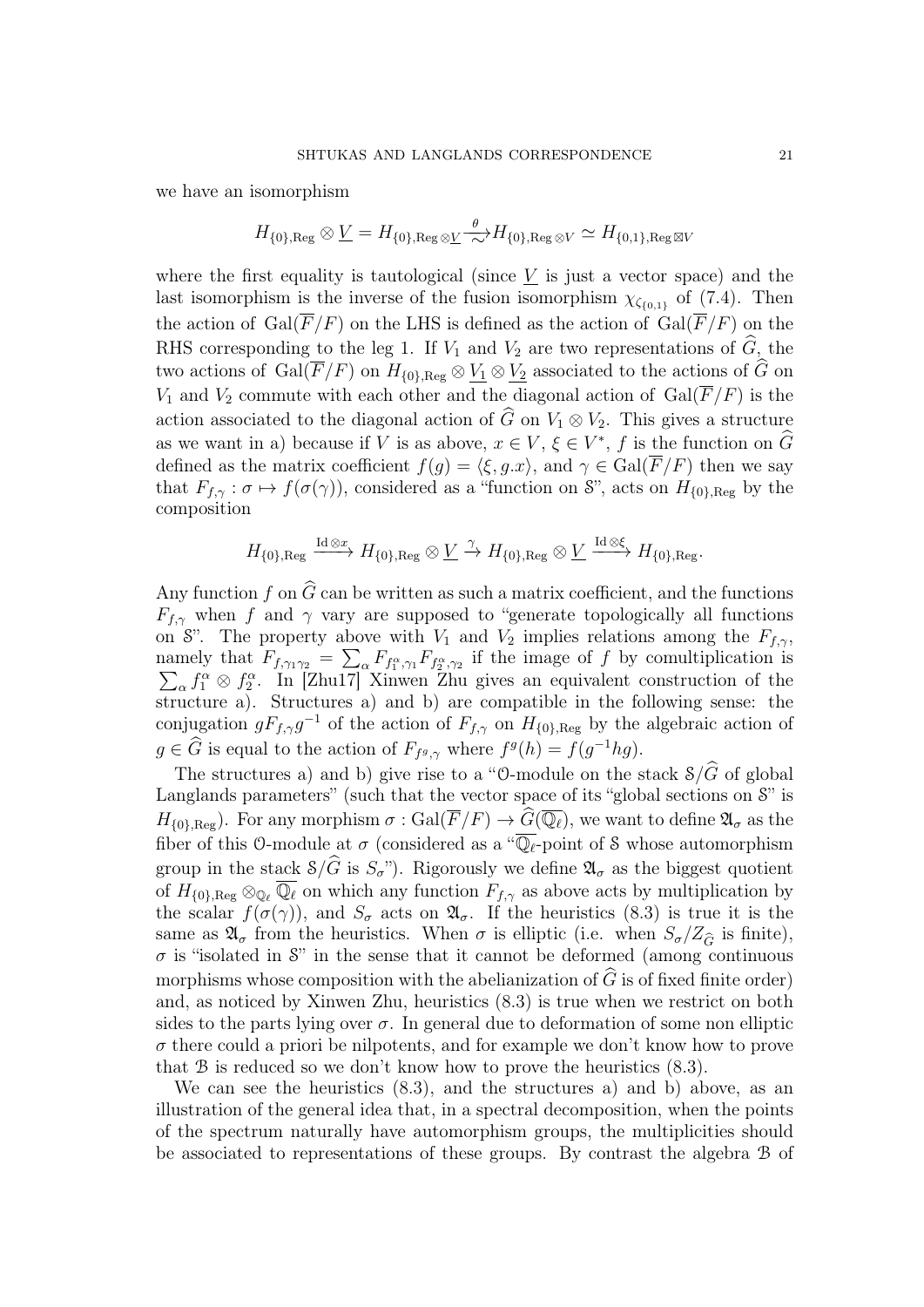we have an isomorphism

$$H_{\{0\},\mathrm{Reg}} \otimes \underline{V} = H_{\{0\},\mathrm{Reg}\otimes \underline{V}} \xrightarrow[\sim]{\theta} H_{\{0\},\mathrm{Reg}\otimes V} \simeq H_{\{0,1\},\mathrm{Reg}\boxtimes V}$$

where the first equality is tautological (since $\underline{V}$ is just a vector space) and the last isomorphism is the inverse of the fusion isomorphism $\chi_{\zeta_{\{0,1\}}}$ of (7.4). Then the action of $\mathrm{Gal}(\overline{F}/F)$ on the LHS is defined as the action of $\mathrm{Gal}(\overline{F}/F)$ on the RHS corresponding to the leg 1. If $V_1$ and $V_2$ are two representations of $\widehat{G}$, the two actions of $\mathrm{Gal}(\overline{F}/F)$ on $H_{\{0\},\mathrm{Reg}} \otimes \underline{V_1} \otimes \underline{V_2}$ associated to the actions of $\widehat{G}$ on $V_1$ and $V_2$ commute with each other and the diagonal action of $\mathrm{Gal}(\overline{F}/F)$ is the action associated to the diagonal action of $\widehat{G}$ on $V_1 \otimes V_2$. This gives a structure as we want in a) because if $V$ is as above, $x \in V$, $\xi \in V^*$, $f$ is the function on $\widehat{G}$ defined as the matrix coefficient $f(g) = \langle \xi, g.x \rangle$, and $\gamma \in \mathrm{Gal}(\overline{F}/F)$ then we say that $F_{f,\gamma} : \sigma \mapsto f(\sigma(\gamma))$, considered as a "function on $\mathcal{S}$", acts on $H_{\{0\},\mathrm{Reg}}$ by the composition

$$H_{\{0\},\mathrm{Reg}} \xrightarrow{\mathrm{Id}\otimes x} H_{\{0\},\mathrm{Reg}} \otimes \underline{V} \xrightarrow{\gamma} H_{\{0\},\mathrm{Reg}} \otimes \underline{V} \xrightarrow{\mathrm{Id}\otimes \xi} H_{\{0\},\mathrm{Reg}}.$$

Any function $f$ on $\widehat{G}$ can be written as such a matrix coefficient, and the functions $F_{f,\gamma}$ when $f$ and $\gamma$ vary are supposed to "generate topologically all functions on $\mathcal{S}$". The property above with $V_1$ and $V_2$ implies relations among the $F_{f,\gamma}$, namely that $F_{f,\gamma_1\gamma_2} = \sum_\alpha F_{f_1^\alpha,\gamma_1} F_{f_2^\alpha,\gamma_2}$ if the image of $f$ by comultiplication is $\sum_\alpha f_1^\alpha \otimes f_2^\alpha$. In [Zhu17] Xinwen Zhu gives an equivalent construction of the structure a). Structures a) and b) are compatible in the following sense: the conjugation $gF_{f,\gamma}g^{-1}$ of the action of $F_{f,\gamma}$ on $H_{\{0\},\mathrm{Reg}}$ by the algebraic action of $g \in \widehat{G}$ is equal to the action of $F_{f^g,\gamma}$ where $f^g(h) = f(g^{-1}hg)$.

The structures a) and b) give rise to a "$\mathcal{O}$-module on the stack $\mathcal{S}/\widehat{G}$ of global Langlands parameters" (such that the vector space of its "global sections on $\mathcal{S}$" is $H_{\{0\},\mathrm{Reg}}$). For any morphism $\sigma : \mathrm{Gal}(\overline{F}/F) \to \widehat{G}(\overline{\mathbb{Q}_\ell})$, we want to define $\mathfrak{A}_\sigma$ as the fiber of this $\mathcal{O}$-module at $\sigma$ (considered as a "$\overline{\mathbb{Q}_\ell}$-point of $\mathcal{S}$ whose automorphism group in the stack $\mathcal{S}/\widehat{G}$ is $S_\sigma$"). Rigorously we define $\mathfrak{A}_\sigma$ as the biggest quotient of $H_{\{0\},\mathrm{Reg}} \otimes_{\mathbb{Q}_\ell} \overline{\mathbb{Q}_\ell}$ on which any function $F_{f,\gamma}$ as above acts by multiplication by the scalar $f(\sigma(\gamma))$, and $S_\sigma$ acts on $\mathfrak{A}_\sigma$. If the heuristics (8.3) is true it is the same as $\mathfrak{A}_\sigma$ from the heuristics. When $\sigma$ is elliptic (i.e. when $S_\sigma/Z_{\widehat{G}}$ is finite), $\sigma$ is "isolated in $\mathcal{S}$" in the sense that it cannot be deformed (among continuous morphisms whose composition with the abelianization of $\widehat{G}$ is of fixed finite order) and, as noticed by Xinwen Zhu, heuristics (8.3) is true when we restrict on both sides to the parts lying over $\sigma$. In general due to deformation of some non elliptic $\sigma$ there could a priori be nilpotents, and for example we don't know how to prove that $\mathcal{B}$ is reduced so we don't know how to prove the heuristics (8.3).

We can see the heuristics (8.3), and the structures a) and b) above, as an illustration of the general idea that, in a spectral decomposition, when the points of the spectrum naturally have automorphism groups, the multiplicities should be associated to representations of these groups. By contrast the algebra $\mathcal{B}$ of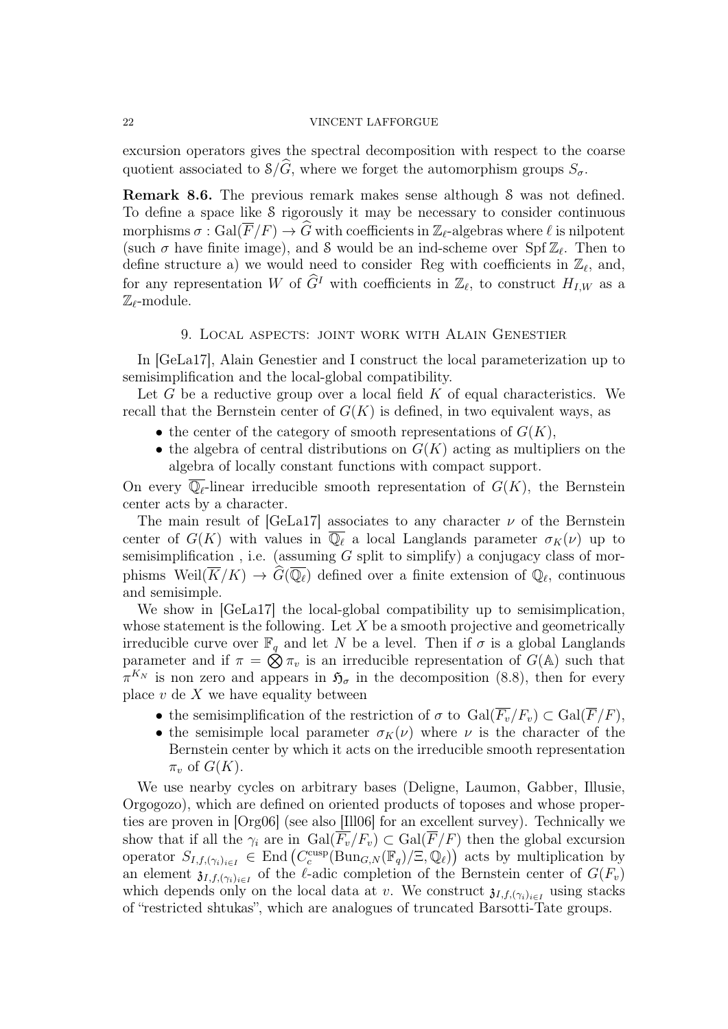excursion operators gives the spectral decomposition with respect to the coarse quotient associated to $\mathcal{S}/\widehat{G}$, where we forget the automorphism groups $S_\sigma$.

**Remark 8.6.** The previous remark makes sense although $\mathcal{S}$ was not defined. To define a space like $\mathcal{S}$ rigorously it may be necessary to consider continuous morphisms $\sigma : \mathrm{Gal}(\overline{F}/F) \to \widehat{G}$ with coefficients in $\mathbb{Z}_\ell$-algebras where $\ell$ is nilpotent (such $\sigma$ have finite image), and $\mathcal{S}$ would be an ind-scheme over $\mathrm{Spf}\, \mathbb{Z}_\ell$. Then to define structure a) we would need to consider Reg with coefficients in $\mathbb{Z}_\ell$, and, for any representation $W$ of $\widehat{G}^I$ with coefficients in $\mathbb{Z}_\ell$, to construct $H_{I,W}$ as a $\mathbb{Z}_\ell$-module.

## 9. Local aspects: joint work with Alain Genestier

In [GeLa17], Alain Genestier and I construct the local parameterization up to semisimplification and the local-global compatibility.

Let $G$ be a reductive group over a local field $K$ of equal characteristics. We recall that the Bernstein center of $G(K)$ is defined, in two equivalent ways, as

- the center of the category of smooth representations of $G(K)$,
- the algebra of central distributions on $G(K)$ acting as multipliers on the algebra of locally constant functions with compact support.

On every $\overline{\mathbb{Q}_\ell}$-linear irreducible smooth representation of $G(K)$, the Bernstein center acts by a character.

The main result of [GeLa17] associates to any character $\nu$ of the Bernstein center of $G(K)$ with values in $\overline{\mathbb{Q}_\ell}$ a local Langlands parameter $\sigma_K(\nu)$ up to semisimplification , i.e. (assuming $G$ split to simplify) a conjugacy class of morphisms $\mathrm{Weil}(\overline{K}/K) \to \widehat{G}(\overline{\mathbb{Q}_\ell})$ defined over a finite extension of $\mathbb{Q}_\ell$, continuous and semisimple.

We show in [GeLa17] the local-global compatibility up to semisimplication, whose statement is the following. Let $X$ be a smooth projective and geometrically irreducible curve over $\mathbb{F}_q$ and let $N$ be a level. Then if $\sigma$ is a global Langlands parameter and if $\pi = \bigotimes \pi_v$ is an irreducible representation of $G(\mathbb{A})$ such that $\pi^{K_N}$ is non zero and appears in $\mathfrak{H}_\sigma$ in the decomposition (8.8), then for every place $v$ de $X$ we have equality between

- the semisimplification of the restriction of $\sigma$ to $\mathrm{Gal}(\overline{F_v}/F_v) \subset \mathrm{Gal}(\overline{F}/F)$,
- the semisimple local parameter $\sigma_K(\nu)$ where $\nu$ is the character of the Bernstein center by which it acts on the irreducible smooth representation $\pi_v$ of $G(K)$.

We use nearby cycles on arbitrary bases (Deligne, Laumon, Gabber, Illusie, Orgogozo), which are defined on oriented products of toposes and whose properties are proven in [Org06] (see also [Ill06] for an excellent survey). Technically we show that if all the $\gamma_i$ are in $\mathrm{Gal}(\overline{F_v}/F_v) \subset \mathrm{Gal}(\overline{F}/F)$ then the global excursion operator $S_{I,f,(\gamma_i)_{i\in I}} \in \mathrm{End}\big(C_c^{\mathrm{cusp}}(\mathrm{Bun}_{G,N}(\mathbb{F}_q)/\Xi, \mathbb{Q}_\ell)\big)$ acts by multiplication by an element $\mathfrak{z}_{I,f,(\gamma_i)_{i\in I}}$ of the $\ell$-adic completion of the Bernstein center of $G(F_v)$ which depends only on the local data at $v$. We construct $\mathfrak{z}_{I,f,(\gamma_i)_{i\in I}}$ using stacks of "restricted shtukas", which are analogues of truncated Barsotti-Tate groups.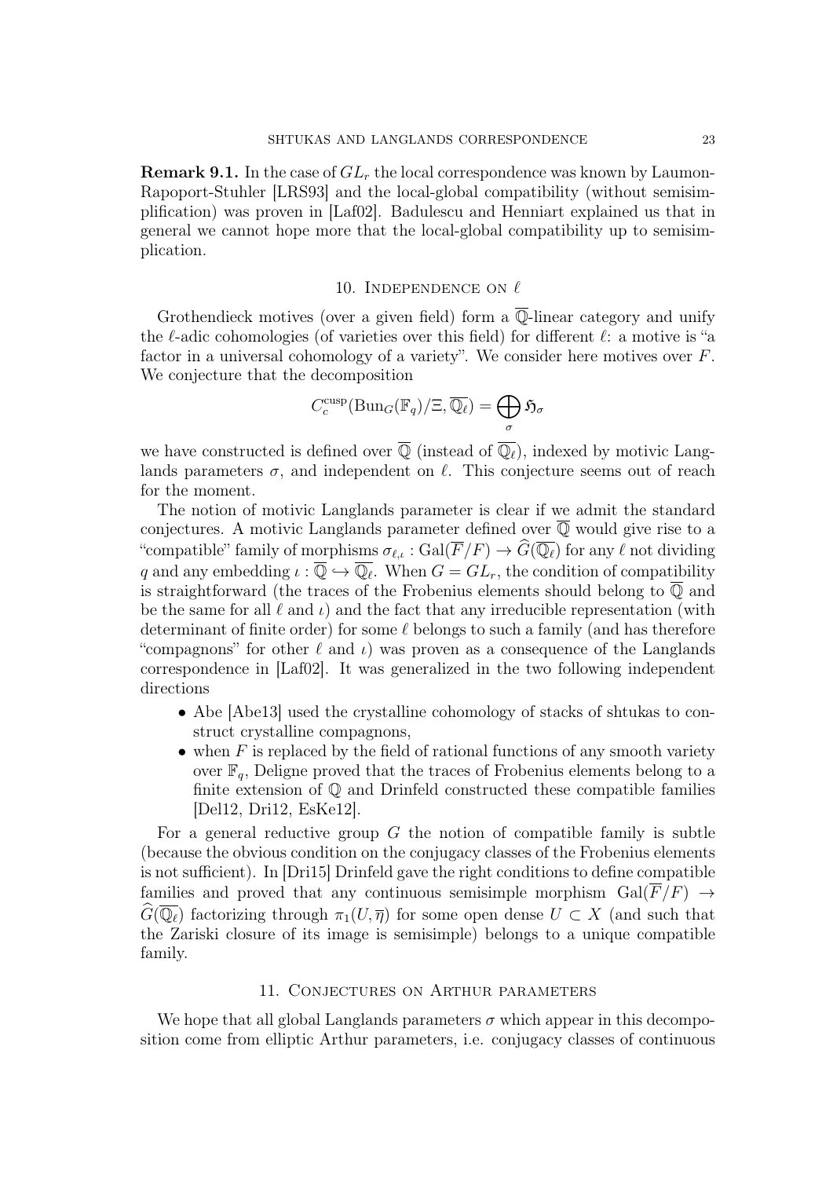**Remark 9.1.** In the case of $GL_r$ the local correspondence was known by Laumon-Rapoport-Stuhler [LRS93] and the local-global compatibility (without semisimplification) was proven in [Laf02]. Badulescu and Henniart explained us that in general we cannot hope more that the local-global compatibility up to semisimplication.

## 10. Independence on $\ell$

Grothendieck motives (over a given field) form a $\overline{\mathbb{Q}}$-linear category and unify the $\ell$-adic cohomologies (of varieties over this field) for different $\ell$: a motive is "a factor in a universal cohomology of a variety". We consider here motives over $F$. We conjecture that the decomposition

$$C_c^{\text{cusp}}(\text{Bun}_G(\mathbb{F}_q)/\Xi, \overline{\mathbb{Q}_\ell}) = \bigoplus_\sigma \mathfrak{H}_\sigma$$

we have constructed is defined over $\overline{\mathbb{Q}}$ (instead of $\overline{\mathbb{Q}_\ell}$), indexed by motivic Langlands parameters $\sigma$, and independent on $\ell$. This conjecture seems out of reach for the moment.

The notion of motivic Langlands parameter is clear if we admit the standard conjectures. A motivic Langlands parameter defined over $\overline{\mathbb{Q}}$ would give rise to a "compatible" family of morphisms $\sigma_{\ell,\iota} : \text{Gal}(\overline{F}/F) \to \widehat{G}(\overline{\mathbb{Q}_\ell})$ for any $\ell$ not dividing $q$ and any embedding $\iota : \overline{\mathbb{Q}} \hookrightarrow \overline{\mathbb{Q}_\ell}$. When $G = GL_r$, the condition of compatibility is straightforward (the traces of the Frobenius elements should belong to $\overline{\mathbb{Q}}$ and be the same for all $\ell$ and $\iota$) and the fact that any irreducible representation (with determinant of finite order) for some $\ell$ belongs to such a family (and has therefore "compagnons" for other $\ell$ and $\iota$) was proven as a consequence of the Langlands correspondence in [Laf02]. It was generalized in the two following independent directions

- Abe [Abe13] used the crystalline cohomology of stacks of shtukas to construct crystalline compagnons,
- when $F$ is replaced by the field of rational functions of any smooth variety over $\mathbb{F}_q$, Deligne proved that the traces of Frobenius elements belong to a finite extension of $\mathbb{Q}$ and Drinfeld constructed these compatible families [Del12, Dri12, EsKe12].

For a general reductive group $G$ the notion of compatible family is subtle (because the obvious condition on the conjugacy classes of the Frobenius elements is not sufficient). In [Dri15] Drinfeld gave the right conditions to define compatible families and proved that any continuous semisimple morphism $\text{Gal}(\overline{F}/F) \to \widehat{G}(\overline{\mathbb{Q}_\ell})$ factorizing through $\pi_1(U, \overline{\eta})$ for some open dense $U \subset X$ (and such that the Zariski closure of its image is semisimple) belongs to a unique compatible family.

## 11. Conjectures on Arthur parameters

We hope that all global Langlands parameters $\sigma$ which appear in this decomposition come from elliptic Arthur parameters, i.e. conjugacy classes of continuous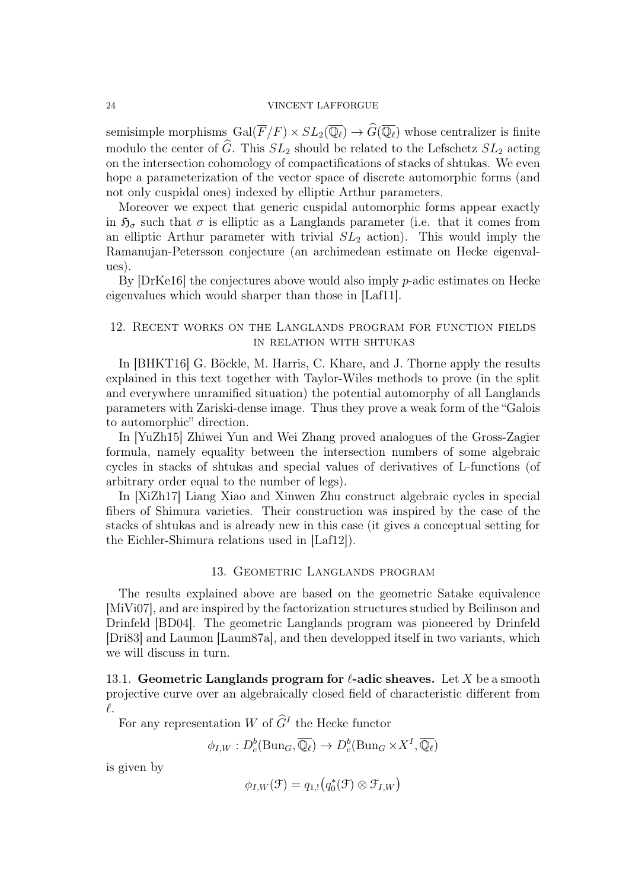semisimple morphisms $\mathrm{Gal}(\overline{F}/F) \times SL_2(\overline{\mathbb{Q}_\ell}) \to \widehat{G}(\overline{\mathbb{Q}_\ell})$ whose centralizer is finite modulo the center of $\widehat{G}$. This $SL_2$ should be related to the Lefschetz $SL_2$ acting on the intersection cohomology of compactifications of stacks of shtukas. We even hope a parameterization of the vector space of discrete automorphic forms (and not only cuspidal ones) indexed by elliptic Arthur parameters.

Moreover we expect that generic cuspidal automorphic forms appear exactly in $\mathfrak{H}_\sigma$ such that $\sigma$ is elliptic as a Langlands parameter (i.e. that it comes from an elliptic Arthur parameter with trivial $SL_2$ action). This would imply the Ramanujan-Petersson conjecture (an archimedean estimate on Hecke eigenvalues).

By [DrKe16] the conjectures above would also imply $p$-adic estimates on Hecke eigenvalues which would sharper than those in [Laf11].

## 12. Recent works on the Langlands program for function fields in relation with shtukas

In [BHKT16] G. Böckle, M. Harris, C. Khare, and J. Thorne apply the results explained in this text together with Taylor-Wiles methods to prove (in the split and everywhere unramified situation) the potential automorphy of all Langlands parameters with Zariski-dense image. Thus they prove a weak form of the "Galois to automorphic" direction.

In [YuZh15] Zhiwei Yun and Wei Zhang proved analogues of the Gross-Zagier formula, namely equality between the intersection numbers of some algebraic cycles in stacks of shtukas and special values of derivatives of L-functions (of arbitrary order equal to the number of legs).

In [XiZh17] Liang Xiao and Xinwen Zhu construct algebraic cycles in special fibers of Shimura varieties. Their construction was inspired by the case of the stacks of shtukas and is already new in this case (it gives a conceptual setting for the Eichler-Shimura relations used in [Laf12]).

## 13. Geometric Langlands program

The results explained above are based on the geometric Satake equivalence [MiVi07], and are inspired by the factorization structures studied by Beilinson and Drinfeld [BD04]. The geometric Langlands program was pioneered by Drinfeld [Dri83] and Laumon [Laum87a], and then developped itself in two variants, which we will discuss in turn.

### 13.1. Geometric Langlands program for $\ell$-adic sheaves.

Let $X$ be a smooth projective curve over an algebraically closed field of characteristic different from $\ell$.

For any representation $W$ of $\widehat{G}^I$ the Hecke functor

$$\phi_{I,W} : D_c^b(\mathrm{Bun}_G, \overline{\mathbb{Q}_\ell}) \to D_c^b(\mathrm{Bun}_G \times X^I, \overline{\mathbb{Q}_\ell})$$

is given by

$$\phi_{I,W}(\mathcal{F}) = q_{1,!}\big(q_0^*(\mathcal{F}) \otimes \mathcal{F}_{I,W}\big)$$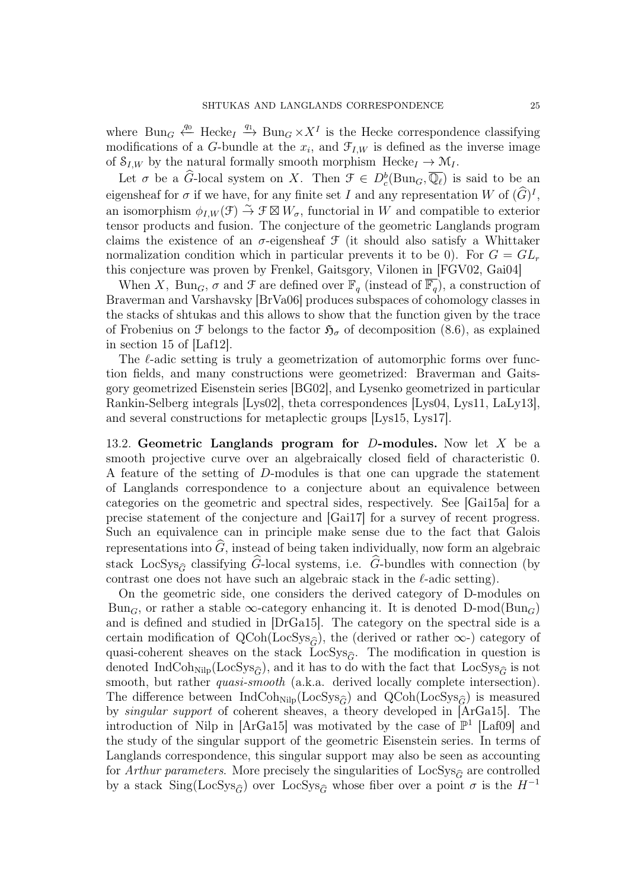where $\mathrm{Bun}_G \xleftarrow{q_0} \mathrm{Hecke}_I \xrightarrow{q_1} \mathrm{Bun}_G \times X^I$ is the Hecke correspondence classifying modifications of a $G$-bundle at the $x_i$, and $\mathcal{F}_{I,W}$ is defined as the inverse image of $\mathcal{S}_{I,W}$ by the natural formally smooth morphism $\mathrm{Hecke}_I \to \mathcal{M}_I$.

Let $\sigma$ be a $\widehat{G}$-local system on $X$. Then $\mathcal{F} \in D^b_c(\mathrm{Bun}_G, \overline{\mathbb{Q}_\ell})$ is said to be an eigensheaf for $\sigma$ if we have, for any finite set $I$ and any representation $W$ of $(\widehat{G})^I$, an isomorphism $\phi_{I,W}(\mathcal{F}) \tilde{\to} \mathcal{F} \boxtimes W_\sigma$, functorial in $W$ and compatible to exterior tensor products and fusion. The conjecture of the geometric Langlands program claims the existence of an $\sigma$-eigensheaf $\mathcal{F}$ (it should also satisfy a Whittaker normalization condition which in particular prevents it to be 0). For $G = GL_r$ this conjecture was proven by Frenkel, Gaitsgory, Vilonen in [FGV02, Gai04]

When $X$, $\mathrm{Bun}_G$, $\sigma$ and $\mathcal{F}$ are defined over $\mathbb{F}_q$ (instead of $\overline{\mathbb{F}_q}$), a construction of Braverman and Varshavsky [BrVa06] produces subspaces of cohomology classes in the stacks of shtukas and this allows to show that the function given by the trace of Frobenius on $\mathcal{F}$ belongs to the factor $\mathfrak{H}_\sigma$ of decomposition (8.6), as explained in section 15 of [Laf12].

The $\ell$-adic setting is truly a geometrization of automorphic forms over function fields, and many constructions were geometrized: Braverman and Gaitsgory geometrized Eisenstein series [BG02], and Lysenko geometrized in particular Rankin-Selberg integrals [Lys02], theta correspondences [Lys04, Lys11, LaLy13], and several constructions for metaplectic groups [Lys15, Lys17].

**13.2. Geometric Langlands program for $D$-modules.** Now let $X$ be a smooth projective curve over an algebraically closed field of characteristic 0. A feature of the setting of $D$-modules is that one can upgrade the statement of Langlands correspondence to a conjecture about an equivalence between categories on the geometric and spectral sides, respectively. See [Gai15a] for a precise statement of the conjecture and [Gai17] for a survey of recent progress. Such an equivalence can in principle make sense due to the fact that Galois representations into $\widehat{G}$, instead of being taken individually, now form an algebraic stack $\mathrm{LocSys}_{\widehat{G}}$ classifying $\widehat{G}$-local systems, i.e. $\widehat{G}$-bundles with connection (by contrast one does not have such an algebraic stack in the $\ell$-adic setting).

On the geometric side, one considers the derived category of D-modules on $\mathrm{Bun}_G$, or rather a stable $\infty$-category enhancing it. It is denoted $\mathrm{D}\text{-mod}(\mathrm{Bun}_G)$ and is defined and studied in [DrGa15]. The category on the spectral side is a certain modification of $\mathrm{QCoh}(\mathrm{LocSys}_{\widehat{G}})$, the (derived or rather $\infty$-) category of quasi-coherent sheaves on the stack $\mathrm{LocSys}_{\widehat{G}}$. The modification in question is denoted $\mathrm{IndCoh}_{\mathrm{Nilp}}(\mathrm{LocSys}_{\widehat{G}})$, and it has to do with the fact that $\mathrm{LocSys}_{\widehat{G}}$ is not smooth, but rather *quasi-smooth* (a.k.a. derived locally complete intersection). The difference between $\mathrm{IndCoh}_{\mathrm{Nilp}}(\mathrm{LocSys}_{\widehat{G}})$ and $\mathrm{QCoh}(\mathrm{LocSys}_{\widehat{G}})$ is measured by *singular support* of coherent sheaves, a theory developed in [ArGa15]. The introduction of Nilp in [ArGa15] was motivated by the case of $\mathbb{P}^1$ [Laf09] and the study of the singular support of the geometric Eisenstein series. In terms of Langlands correspondence, this singular support may also be seen as accounting for *Arthur parameters*. More precisely the singularities of $\mathrm{LocSys}_{\widehat{G}}$ are controlled by a stack $\mathrm{Sing}(\mathrm{LocSys}_{\widehat{G}})$ over $\mathrm{LocSys}_{\widehat{G}}$ whose fiber over a point $\sigma$ is the $H^{-1}$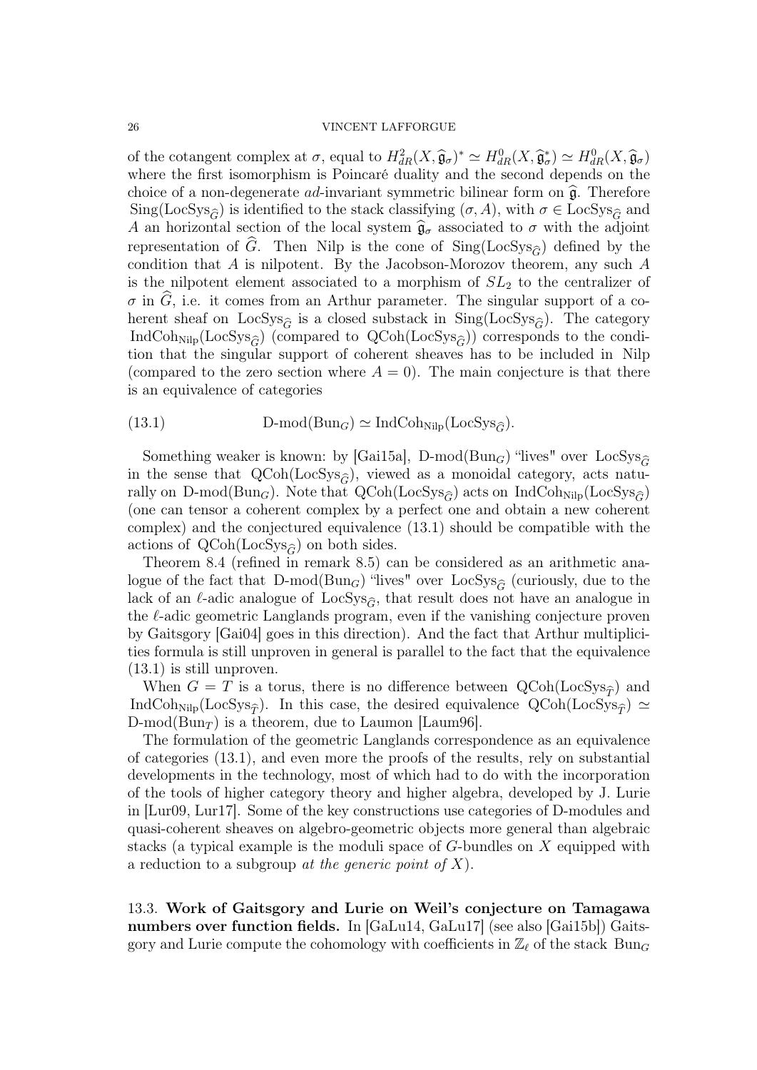of the cotangent complex at $\sigma$, equal to $H^2_{dR}(X, \widehat{\mathfrak{g}}_\sigma)^* \simeq H^0_{dR}(X, \widehat{\mathfrak{g}}^*_\sigma) \simeq H^0_{dR}(X, \widehat{\mathfrak{g}}_\sigma)$ where the first isomorphism is Poincaré duality and the second depends on the choice of a non-degenerate *ad*-invariant symmetric bilinear form on $\widehat{\mathfrak{g}}$. Therefore $\mathrm{Sing}(\mathrm{LocSys}_{\widehat{G}})$ is identified to the stack classifying $(\sigma, A)$, with $\sigma \in \mathrm{LocSys}_{\widehat{G}}$ and $A$ an horizontal section of the local system $\widehat{\mathfrak{g}}_\sigma$ associated to $\sigma$ with the adjoint representation of $\widehat{G}$. Then Nilp is the cone of $\mathrm{Sing}(\mathrm{LocSys}_{\widehat{G}})$ defined by the condition that $A$ is nilpotent. By the Jacobson-Morozov theorem, any such $A$ is the nilpotent element associated to a morphism of $SL_2$ to the centralizer of $\sigma$ in $\widehat{G}$, i.e. it comes from an Arthur parameter. The singular support of a coherent sheaf on $\mathrm{LocSys}_{\widehat{G}}$ is a closed substack in $\mathrm{Sing}(\mathrm{LocSys}_{\widehat{G}})$. The category $\mathrm{IndCoh}_{\mathrm{Nilp}}(\mathrm{LocSys}_{\widehat{G}})$ (compared to $\mathrm{QCoh}(\mathrm{LocSys}_{\widehat{G}})$) corresponds to the condition that the singular support of coherent sheaves has to be included in Nilp (compared to the zero section where $A = 0$). The main conjecture is that there is an equivalence of categories

$$\text{D-mod}(\mathrm{Bun}_G) \simeq \mathrm{IndCoh}_{\mathrm{Nilp}}(\mathrm{LocSys}_{\widehat{G}}). \tag{13.1}$$

Something weaker is known: by [Gai15a], D-mod$(\mathrm{Bun}_G)$ "lives" over $\mathrm{LocSys}_{\widehat{G}}$ in the sense that $\mathrm{QCoh}(\mathrm{LocSys}_{\widehat{G}})$, viewed as a monoidal category, acts naturally on D-mod$(\mathrm{Bun}_G)$. Note that $\mathrm{QCoh}(\mathrm{LocSys}_{\widehat{G}})$ acts on $\mathrm{IndCoh}_{\mathrm{Nilp}}(\mathrm{LocSys}_{\widehat{G}})$ (one can tensor a coherent complex by a perfect one and obtain a new coherent complex) and the conjectured equivalence (13.1) should be compatible with the actions of $\mathrm{QCoh}(\mathrm{LocSys}_{\widehat{G}})$ on both sides.

Theorem 8.4 (refined in remark 8.5) can be considered as an arithmetic analogue of the fact that D-mod$(\mathrm{Bun}_G)$ "lives" over $\mathrm{LocSys}_{\widehat{G}}$ (curiously, due to the lack of an $\ell$-adic analogue of $\mathrm{LocSys}_{\widehat{G}}$, that result does not have an analogue in the $\ell$-adic geometric Langlands program, even if the vanishing conjecture proven by Gaitsgory [Gai04] goes in this direction). And the fact that Arthur multiplicities formula is still unproven in general is parallel to the fact that the equivalence (13.1) is still unproven.

When $G = T$ is a torus, there is no difference between $\mathrm{QCoh}(\mathrm{LocSys}_{\widehat{T}})$ and $\mathrm{IndCoh}_{\mathrm{Nilp}}(\mathrm{LocSys}_{\widehat{T}})$. In this case, the desired equivalence $\mathrm{QCoh}(\mathrm{LocSys}_{\widehat{T}}) \simeq$ D-mod$(\mathrm{Bun}_T)$ is a theorem, due to Laumon [Laum96].

The formulation of the geometric Langlands correspondence as an equivalence of categories (13.1), and even more the proofs of the results, rely on substantial developments in the technology, most of which had to do with the incorporation of the tools of higher category theory and higher algebra, developed by J. Lurie in [Lur09, Lur17]. Some of the key constructions use categories of D-modules and quasi-coherent sheaves on algebro-geometric objects more general than algebraic stacks (a typical example is the moduli space of $G$-bundles on $X$ equipped with a reduction to a subgroup *at the generic point of* $X$).

13.3. **Work of Gaitsgory and Lurie on Weil's conjecture on Tamagawa numbers over function fields.** In [GaLu14, GaLu17] (see also [Gai15b]) Gaitsgory and Lurie compute the cohomology with coefficients in $\mathbb{Z}_\ell$ of the stack $\mathrm{Bun}_G$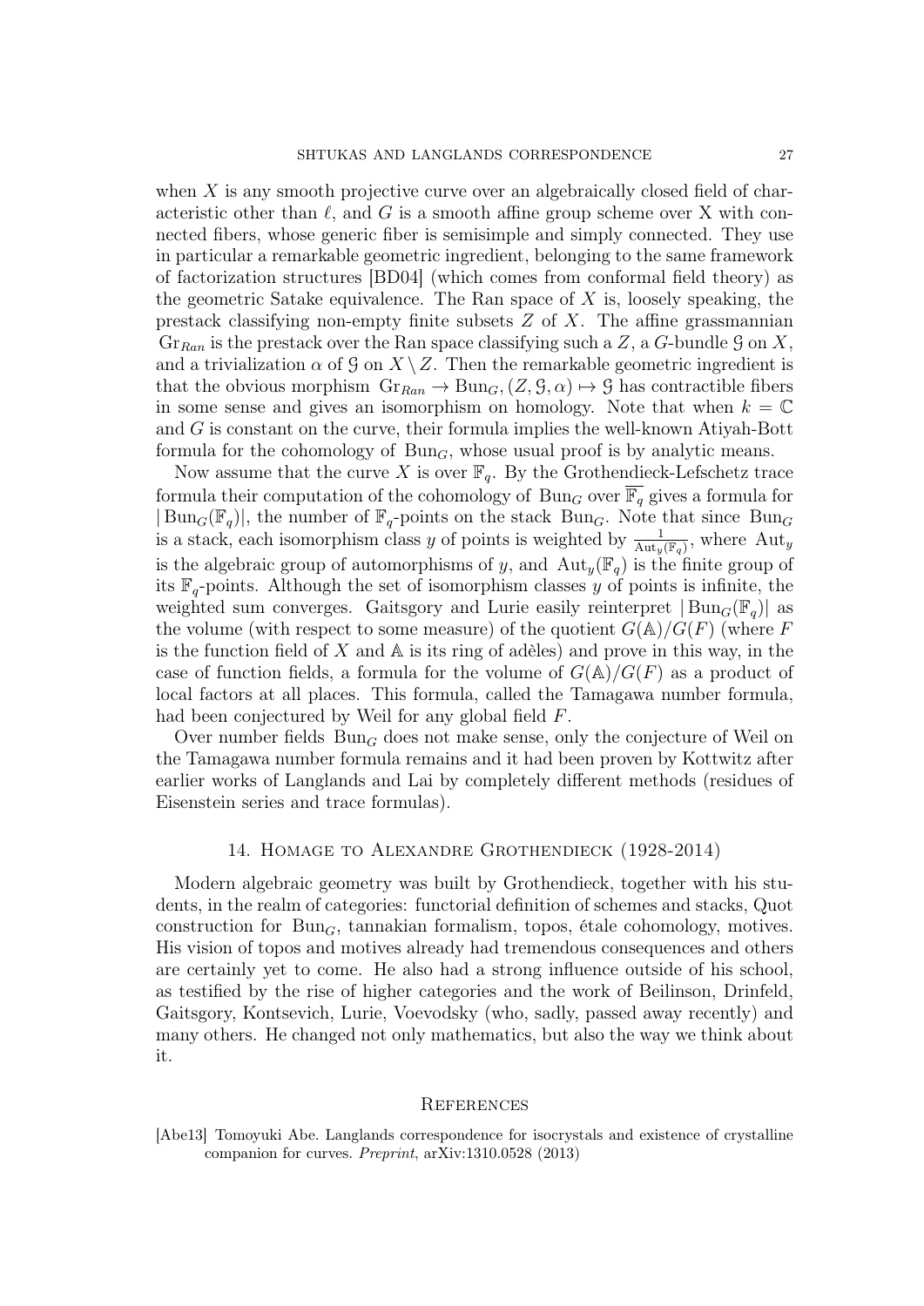when $X$ is any smooth projective curve over an algebraically closed field of characteristic other than $\ell$, and $G$ is a smooth affine group scheme over X with connected fibers, whose generic fiber is semisimple and simply connected. They use in particular a remarkable geometric ingredient, belonging to the same framework of factorization structures [BD04] (which comes from conformal field theory) as the geometric Satake equivalence. The Ran space of $X$ is, loosely speaking, the prestack classifying non-empty finite subsets $Z$ of $X$. The affine grassmannian $\mathrm{Gr}_{Ran}$ is the prestack over the Ran space classifying such a $Z$, a $G$-bundle $\mathcal{G}$ on $X$, and a trivialization $\alpha$ of $\mathcal{G}$ on $X \setminus Z$. Then the remarkable geometric ingredient is that the obvious morphism $\mathrm{Gr}_{Ran} \to \mathrm{Bun}_G, (Z, \mathcal{G}, \alpha) \mapsto \mathcal{G}$ has contractible fibers in some sense and gives an isomorphism on homology. Note that when $k = \mathbb{C}$ and $G$ is constant on the curve, their formula implies the well-known Atiyah-Bott formula for the cohomology of $\mathrm{Bun}_G$, whose usual proof is by analytic means.

Now assume that the curve $X$ is over $\mathbb{F}_q$. By the Grothendieck-Lefschetz trace formula their computation of the cohomology of $\mathrm{Bun}_G$ over $\overline{\mathbb{F}_q}$ gives a formula for $|\mathrm{Bun}_G(\mathbb{F}_q)|$, the number of $\mathbb{F}_q$-points on the stack $\mathrm{Bun}_G$. Note that since $\mathrm{Bun}_G$ is a stack, each isomorphism class $y$ of points is weighted by $\frac{1}{\mathrm{Aut}_y(\mathbb{F}_q)}$, where $\mathrm{Aut}_y$ is the algebraic group of automorphisms of $y$, and $\mathrm{Aut}_y(\mathbb{F}_q)$ is the finite group of its $\mathbb{F}_q$-points. Although the set of isomorphism classes $y$ of points is infinite, the weighted sum converges. Gaitsgory and Lurie easily reinterpret $|\mathrm{Bun}_G(\mathbb{F}_q)|$ as the volume (with respect to some measure) of the quotient $G(\mathbb{A})/G(F)$ (where $F$ is the function field of $X$ and $\mathbb{A}$ is its ring of adèles) and prove in this way, in the case of function fields, a formula for the volume of $G(\mathbb{A})/G(F)$ as a product of local factors at all places. This formula, called the Tamagawa number formula, had been conjectured by Weil for any global field $F$.

Over number fields $\mathrm{Bun}_G$ does not make sense, only the conjecture of Weil on the Tamagawa number formula remains and it had been proven by Kottwitz after earlier works of Langlands and Lai by completely different methods (residues of Eisenstein series and trace formulas).

## 14. Homage to Alexandre Grothendieck (1928-2014)

Modern algebraic geometry was built by Grothendieck, together with his students, in the realm of categories: functorial definition of schemes and stacks, Quot construction for $\mathrm{Bun}_G$, tannakian formalism, topos, étale cohomology, motives. His vision of topos and motives already had tremendous consequences and others are certainly yet to come. He also had a strong influence outside of his school, as testified by the rise of higher categories and the work of Beilinson, Drinfeld, Gaitsgory, Kontsevich, Lurie, Voevodsky (who, sadly, passed away recently) and many others. He changed not only mathematics, but also the way we think about it.

## References

[Abe13] Tomoyuki Abe. Langlands correspondence for isocrystals and existence of crystalline companion for curves. *Preprint*, arXiv:1310.0528 (2013)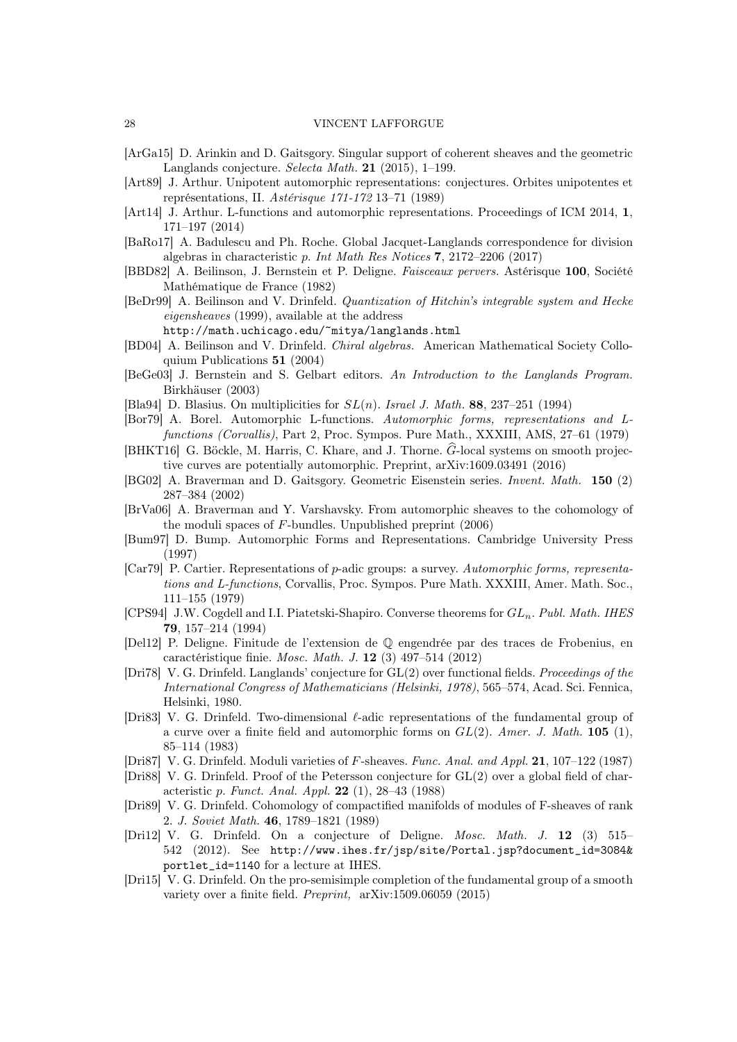- [ArGa15] D. Arinkin and D. Gaitsgory. Singular support of coherent sheaves and the geometric Langlands conjecture. *Selecta Math.* **21** (2015), 1–199.
- [Art89] J. Arthur. Unipotent automorphic representations: conjectures. Orbites unipotentes et représentations, II. *Astérisque 171-172* 13–71 (1989)
- [Art14] J. Arthur. L-functions and automorphic representations. Proceedings of ICM 2014, **1**, 171–197 (2014)
- [BaRo17] A. Badulescu and Ph. Roche. Global Jacquet-Langlands correspondence for division algebras in characteristic $p$. *Int Math Res Notices* **7**, 2172–2206 (2017)
- [BBD82] A. Beilinson, J. Bernstein et P. Deligne. *Faisceaux pervers.* Astérisque **100**, Société Mathématique de France (1982)
- [BeDr99] A. Beilinson and V. Drinfeld. *Quantization of Hitchin's integrable system and Hecke eigensheaves* (1999), available at the address `http://math.uchicago.edu/~mitya/langlands.html`
- [BD04] A. Beilinson and V. Drinfeld. *Chiral algebras.* American Mathematical Society Colloquium Publications **51** (2004)
- [BeGe03] J. Bernstein and S. Gelbart editors. *An Introduction to the Langlands Program.* Birkhäuser (2003)
- [Bla94] D. Blasius. On multiplicities for $SL(n)$. *Israel J. Math.* **88**, 237–251 (1994)
- [Bor79] A. Borel. Automorphic L-functions. *Automorphic forms, representations and L-functions (Corvallis)*, Part 2, Proc. Sympos. Pure Math., XXXIII, AMS, 27–61 (1979)
- [BHKT16] G. Böckle, M. Harris, C. Khare, and J. Thorne. $\widehat{G}$-local systems on smooth projective curves are potentially automorphic. Preprint, arXiv:1609.03491 (2016)
- [BG02] A. Braverman and D. Gaitsgory. Geometric Eisenstein series. *Invent. Math.* **150** (2) 287–384 (2002)
- [BrVa06] A. Braverman and Y. Varshavsky. From automorphic sheaves to the cohomology of the moduli spaces of $F$-bundles. Unpublished preprint (2006)
- [Bum97] D. Bump. Automorphic Forms and Representations. Cambridge University Press (1997)
- [Car79] P. Cartier. Representations of $p$-adic groups: a survey. *Automorphic forms, representations and L-functions*, Corvallis, Proc. Sympos. Pure Math. XXXIII, Amer. Math. Soc., 111–155 (1979)
- [CPS94] J.W. Cogdell and I.I. Piatetski-Shapiro. Converse theorems for $GL_n$. *Publ. Math. IHES* **79**, 157–214 (1994)
- [Del12] P. Deligne. Finitude de l'extension de $\mathbb{Q}$ engendrée par des traces de Frobenius, en caractéristique finie. *Mosc. Math. J.* **12** (3) 497–514 (2012)
- [Dri78] V. G. Drinfeld. Langlands' conjecture for GL(2) over functional fields. *Proceedings of the International Congress of Mathematicians (Helsinki, 1978)*, 565–574, Acad. Sci. Fennica, Helsinki, 1980.
- [Dri83] V. G. Drinfeld. Two-dimensional $\ell$-adic representations of the fundamental group of a curve over a finite field and automorphic forms on $GL(2)$. *Amer. J. Math.* **105** (1), 85–114 (1983)
- [Dri87] V. G. Drinfeld. Moduli varieties of $F$-sheaves. *Func. Anal. and Appl.* **21**, 107–122 (1987)
- [Dri88] V. G. Drinfeld. Proof of the Petersson conjecture for GL(2) over a global field of characteristic $p$. *Funct. Anal. Appl.* **22** (1), 28–43 (1988)
- [Dri89] V. G. Drinfeld. Cohomology of compactified manifolds of modules of F-sheaves of rank 2. *J. Soviet Math.* **46**, 1789–1821 (1989)
- [Dri12] V. G. Drinfeld. On a conjecture of Deligne. *Mosc. Math. J.* **12** (3) 515–542 (2012). See `http://www.ihes.fr/jsp/site/Portal.jsp?document_id=3084&portlet_id=1140` for a lecture at IHES.
- [Dri15] V. G. Drinfeld. On the pro-semisimple completion of the fundamental group of a smooth variety over a finite field. *Preprint,* arXiv:1509.06059 (2015)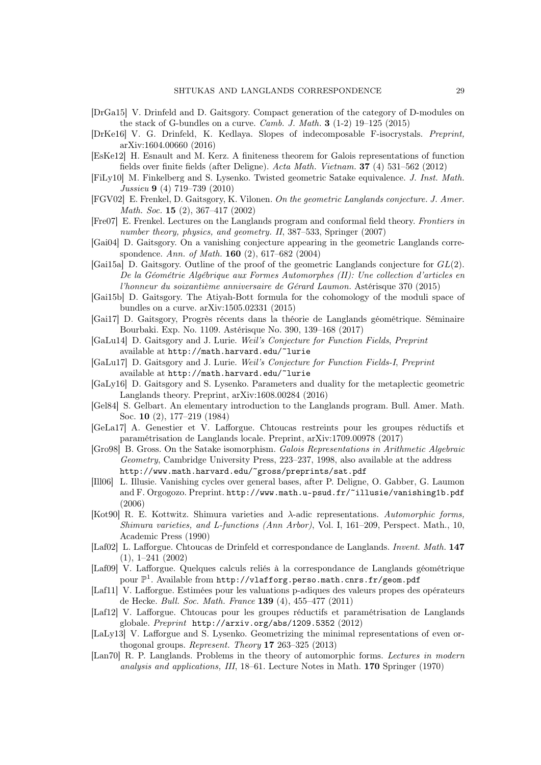[DrGa15] V. Drinfeld and D. Gaitsgory. Compact generation of the category of D-modules on the stack of G-bundles on a curve. *Camb. J. Math.* **3** (1-2) 19–125 (2015)

[DrKe16] V. G. Drinfeld, K. Kedlaya. Slopes of indecomposable F-isocrystals. *Preprint,* arXiv:1604.00660 (2016)

[EsKe12] H. Esnault and M. Kerz. A finiteness theorem for Galois representations of function fields over finite fields (after Deligne). *Acta Math. Vietnam.* **37** (4) 531–562 (2012)

[FiLy10] M. Finkelberg and S. Lysenko. Twisted geometric Satake equivalence. *J. Inst. Math. Jussieu* **9** (4) 719–739 (2010)

[FGV02] E. Frenkel, D. Gaitsgory, K. Vilonen. *On the geometric Langlands conjecture. J. Amer. Math. Soc.* **15** (2), 367–417 (2002)

[Fre07] E. Frenkel. Lectures on the Langlands program and conformal field theory. *Frontiers in number theory, physics, and geometry. II*, 387–533, Springer (2007)

[Gai04] D. Gaitsgory. On a vanishing conjecture appearing in the geometric Langlands correspondence. *Ann. of Math.* **160** (2), 617–682 (2004)

[Gai15a] D. Gaitsgory. Outline of the proof of the geometric Langlands conjecture for $GL(2)$. *De la Géométrie Algébrique aux Formes Automorphes (II): Une collection d'articles en l'honneur du soixantième anniversaire de Gérard Laumon.* Astérisque 370 (2015)

[Gai15b] D. Gaitsgory. The Atiyah-Bott formula for the cohomology of the moduli space of bundles on a curve. arXiv:1505.02331 (2015)

[Gai17] D. Gaitsgory, Progrès récents dans la théorie de Langlands géométrique. Séminaire Bourbaki. Exp. No. 1109. Astérisque No. 390, 139–168 (2017)

[GaLu14] D. Gaitsgory and J. Lurie. *Weil's Conjecture for Function Fields*, *Preprint* available at `http://math.harvard.edu/~lurie`

[GaLu17] D. Gaitsgory and J. Lurie. *Weil's Conjecture for Function Fields-I*, *Preprint* available at `http://math.harvard.edu/~lurie`

[GaLy16] D. Gaitsgory and S. Lysenko. Parameters and duality for the metaplectic geometric Langlands theory. Preprint, arXiv:1608.00284 (2016)

[Gel84] S. Gelbart. An elementary introduction to the Langlands program. Bull. Amer. Math. Soc. **10** (2), 177–219 (1984)

[GeLa17] A. Genestier et V. Lafforgue. Chtoucas restreints pour les groupes réductifs et paramétrisation de Langlands locale. Preprint, arXiv:1709.00978 (2017)

[Gro98] B. Gross. On the Satake isomorphism. *Galois Representations in Arithmetic Algebraic Geometry*, Cambridge University Press, 223–237, 1998, also available at the address `http://www.math.harvard.edu/~gross/preprints/sat.pdf`

[Ill06] L. Illusie. Vanishing cycles over general bases, after P. Deligne, O. Gabber, G. Laumon and F. Orgogozo. Preprint. `http://www.math.u-psud.fr/~illusie/vanishing1b.pdf` (2006)

[Kot90] R. E. Kottwitz. Shimura varieties and $\lambda$-adic representations. *Automorphic forms, Shimura varieties, and L-functions (Ann Arbor)*, Vol. I, 161–209, Perspect. Math., 10, Academic Press (1990)

[Laf02] L. Lafforgue. Chtoucas de Drinfeld et correspondance de Langlands. *Invent. Math.* **147** (1), 1–241 (2002)

[Laf09] V. Lafforgue. Quelques calculs reliés à la correspondance de Langlands géométrique pour $\mathbb{P}^1$. Available from `http://vlafforg.perso.math.cnrs.fr/geom.pdf`

[Laf11] V. Lafforgue. Estimées pour les valuations p-adiques des valeurs propes des opérateurs de Hecke. *Bull. Soc. Math. France* **139** (4), 455–477 (2011)

[Laf12] V. Lafforgue. Chtoucas pour les groupes réductifs et paramétrisation de Langlands globale. *Preprint* `http://arxiv.org/abs/1209.5352` (2012)

[LaLy13] V. Lafforgue and S. Lysenko. Geometrizing the minimal representations of even orthogonal groups. *Represent. Theory* **17** 263–325 (2013)

[Lan70] R. P. Langlands. Problems in the theory of automorphic forms. *Lectures in modern analysis and applications, III*, 18–61. Lecture Notes in Math. **170** Springer (1970)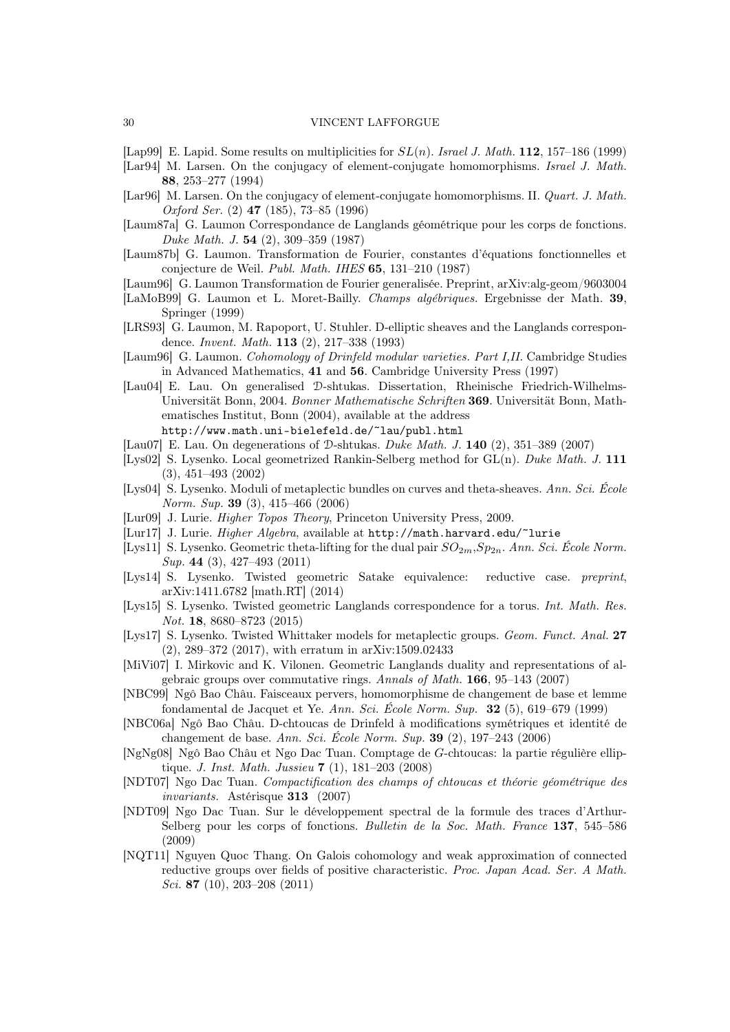[Lap99] E. Lapid. Some results on multiplicities for $SL(n)$. *Israel J. Math.* **112**, 157–186 (1999)

[Lar94] M. Larsen. On the conjugacy of element-conjugate homomorphisms. *Israel J. Math.* **88**, 253–277 (1994)

[Lar96] M. Larsen. On the conjugacy of element-conjugate homomorphisms. II. *Quart. J. Math. Oxford Ser.* (2) **47** (185), 73–85 (1996)

[Laum87a] G. Laumon Correspondance de Langlands géométrique pour les corps de fonctions. *Duke Math. J.* **54** (2), 309–359 (1987)

[Laum87b] G. Laumon. Transformation de Fourier, constantes d'équations fonctionnelles et conjecture de Weil. *Publ. Math. IHES* **65**, 131–210 (1987)

[Laum96] G. Laumon Transformation de Fourier generalisée. Preprint, arXiv:alg-geom/9603004

[LaMoB99] G. Laumon et L. Moret-Bailly. *Champs algébriques.* Ergebnisse der Math. **39**, Springer (1999)

[LRS93] G. Laumon, M. Rapoport, U. Stuhler. D-elliptic sheaves and the Langlands correspondence. *Invent. Math.* **113** (2), 217–338 (1993)

[Laum96] G. Laumon. *Cohomology of Drinfeld modular varieties. Part I,II.* Cambridge Studies in Advanced Mathematics, **41** and **56**. Cambridge University Press (1997)

[Lau04] E. Lau. On generalised $\mathcal{D}$-shtukas. Dissertation, Rheinische Friedrich-Wilhelms-Universität Bonn, 2004. *Bonner Mathematische Schriften* **369**. Universität Bonn, Mathematisches Institut, Bonn (2004), available at the address
`http://www.math.uni-bielefeld.de/~lau/publ.html`

[Lau07] E. Lau. On degenerations of $\mathcal{D}$-shtukas. *Duke Math. J.* **140** (2), 351–389 (2007)

[Lys02] S. Lysenko. Local geometrized Rankin-Selberg method for GL(n). *Duke Math. J.* **111** (3), 451–493 (2002)

[Lys04] S. Lysenko. Moduli of metaplectic bundles on curves and theta-sheaves. *Ann. Sci. École Norm. Sup.* **39** (3), 415–466 (2006)

[Lur09] J. Lurie. *Higher Topos Theory*, Princeton University Press, 2009.

[Lur17] J. Lurie. *Higher Algebra*, available at `http://math.harvard.edu/~lurie`

[Lys11] S. Lysenko. Geometric theta-lifting for the dual pair $SO_{2m}$,$Sp_{2n}$. *Ann. Sci. École Norm. Sup.* **44** (3), 427–493 (2011)

[Lys14] S. Lysenko. Twisted geometric Satake equivalence: reductive case. *preprint*, arXiv:1411.6782 [math.RT] (2014)

[Lys15] S. Lysenko. Twisted geometric Langlands correspondence for a torus. *Int. Math. Res. Not.* **18**, 8680–8723 (2015)

[Lys17] S. Lysenko. Twisted Whittaker models for metaplectic groups. *Geom. Funct. Anal.* **27** (2), 289–372 (2017), with erratum in arXiv:1509.02433

[MiVi07] I. Mirkovic and K. Vilonen. Geometric Langlands duality and representations of algebraic groups over commutative rings. *Annals of Math.* **166**, 95–143 (2007)

[NBC99] Ngô Bao Châu. Faisceaux pervers, homomorphisme de changement de base et lemme fondamental de Jacquet et Ye. *Ann. Sci. École Norm. Sup.* **32** (5), 619–679 (1999)

[NBC06a] Ngô Bao Châu. D-chtoucas de Drinfeld à modifications symétriques et identité de changement de base. *Ann. Sci. École Norm. Sup.* **39** (2), 197–243 (2006)

[NgNg08] Ngô Bao Châu et Ngo Dac Tuan. Comptage de $G$-chtoucas: la partie régulière elliptique. *J. Inst. Math. Jussieu* **7** (1), 181–203 (2008)

[NDT07] Ngo Dac Tuan. *Compactification des champs of chtoucas et théorie géométrique des invariants.* Astérisque **313** (2007)

[NDT09] Ngo Dac Tuan. Sur le développement spectral de la formule des traces d'Arthur-Selberg pour les corps de fonctions. *Bulletin de la Soc. Math. France* **137**, 545–586 (2009)

[NQT11] Nguyen Quoc Thang. On Galois cohomology and weak approximation of connected reductive groups over fields of positive characteristic. *Proc. Japan Acad. Ser. A Math. Sci.* **87** (10), 203–208 (2011)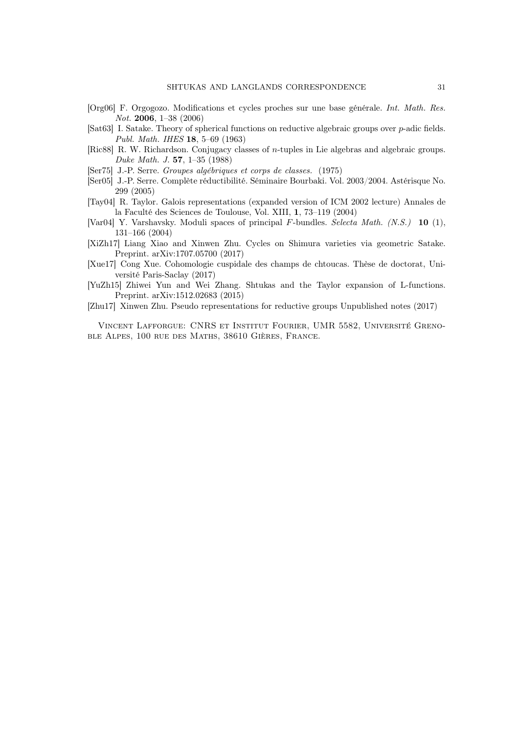[Org06] F. Orgogozo. Modifications et cycles proches sur une base générale. *Int. Math. Res. Not.* **2006**, 1–38 (2006)

[Sat63] I. Satake. Theory of spherical functions on reductive algebraic groups over $p$-adic fields. *Publ. Math. IHES* **18**, 5–69 (1963)

[Ric88] R. W. Richardson. Conjugacy classes of $n$-tuples in Lie algebras and algebraic groups. *Duke Math. J.* **57**, 1–35 (1988)

[Ser75] J.-P. Serre. *Groupes algébriques et corps de classes.* (1975)

[Ser05] J.-P. Serre. Complète réductibilité. Séminaire Bourbaki. Vol. 2003/2004. Astérisque No. 299 (2005)

[Tay04] R. Taylor. Galois representations (expanded version of ICM 2002 lecture) Annales de la Faculté des Sciences de Toulouse, Vol. XIII, **1**, 73–119 (2004)

[Var04] Y. Varshavsky. Moduli spaces of principal $F$-bundles. *Selecta Math. (N.S.)* **10** (1), 131–166 (2004)

[XiZh17] Liang Xiao and Xinwen Zhu. Cycles on Shimura varieties via geometric Satake. Preprint. arXiv:1707.05700 (2017)

[Xue17] Cong Xue. Cohomologie cuspidale des champs de chtoucas. Thèse de doctorat, Université Paris-Saclay (2017)

[YuZh15] Zhiwei Yun and Wei Zhang. Shtukas and the Taylor expansion of L-functions. Preprint. arXiv:1512.02683 (2015)

[Zhu17] Xinwen Zhu. Pseudo representations for reductive groups Unpublished notes (2017)

Vincent Lafforgue: CNRS et Institut Fourier, UMR 5582, Université Grenoble Alpes, 100 rue des Maths, 38610 Gières, France.